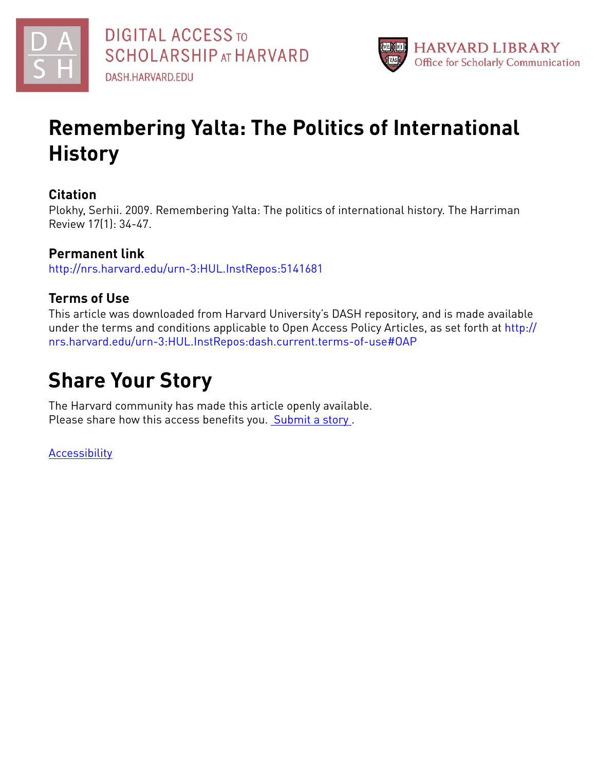DIGITAL ACCESS TO SCHOLARSHIP AT HARVARD
DASH.HARVARD.EDU

HARVARD LIBRARY
Office for Scholarly Communication

# Remembering Yalta: The Politics of International History

## Citation

Plokhy, Serhii. 2009. Remembering Yalta: The politics of international history. The Harriman Review 17(1): 34-47.

## Permanent link

http://nrs.harvard.edu/urn-3:HUL.InstRepos:5141681

## Terms of Use

This article was downloaded from Harvard University's DASH repository, and is made available under the terms and conditions applicable to Open Access Policy Articles, as set forth at http://nrs.harvard.edu/urn-3:HUL.InstRepos:dash.current.terms-of-use#OAP

# Share Your Story

The Harvard community has made this article openly available.
Please share how this access benefits you. Submit a story .

Accessibility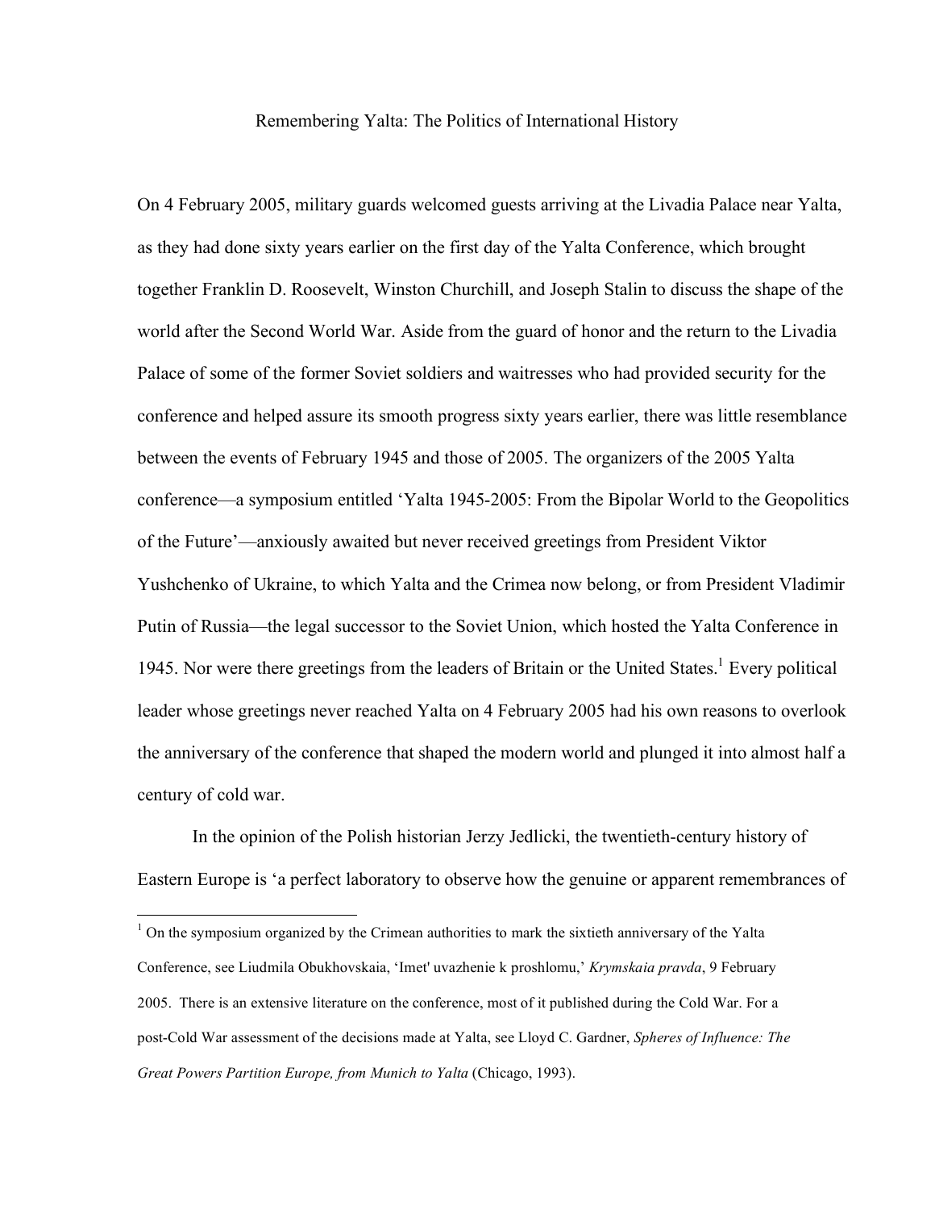# Remembering Yalta: The Politics of International History

On 4 February 2005, military guards welcomed guests arriving at the Livadia Palace near Yalta, as they had done sixty years earlier on the first day of the Yalta Conference, which brought together Franklin D. Roosevelt, Winston Churchill, and Joseph Stalin to discuss the shape of the world after the Second World War. Aside from the guard of honor and the return to the Livadia Palace of some of the former Soviet soldiers and waitresses who had provided security for the conference and helped assure its smooth progress sixty years earlier, there was little resemblance between the events of February 1945 and those of 2005. The organizers of the 2005 Yalta conference—a symposium entitled 'Yalta 1945-2005: From the Bipolar World to the Geopolitics of the Future'—anxiously awaited but never received greetings from President Viktor Yushchenko of Ukraine, to which Yalta and the Crimea now belong, or from President Vladimir Putin of Russia—the legal successor to the Soviet Union, which hosted the Yalta Conference in 1945. Nor were there greetings from the leaders of Britain or the United States.[1] Every political leader whose greetings never reached Yalta on 4 February 2005 had his own reasons to overlook the anniversary of the conference that shaped the modern world and plunged it into almost half a century of cold war.

In the opinion of the Polish historian Jerzy Jedlicki, the twentieth-century history of Eastern Europe is 'a perfect laboratory to observe how the genuine or apparent remembrances of

---

[1] On the symposium organized by the Crimean authorities to mark the sixtieth anniversary of the Yalta Conference, see Liudmila Obukhovskaia, 'Imet' uvazhenie k proshlomu,' *Krymskaia pravda*, 9 February 2005. There is an extensive literature on the conference, most of it published during the Cold War. For a post-Cold War assessment of the decisions made at Yalta, see Lloyd C. Gardner, *Spheres of Influence: The Great Powers Partition Europe, from Munich to Yalta* (Chicago, 1993).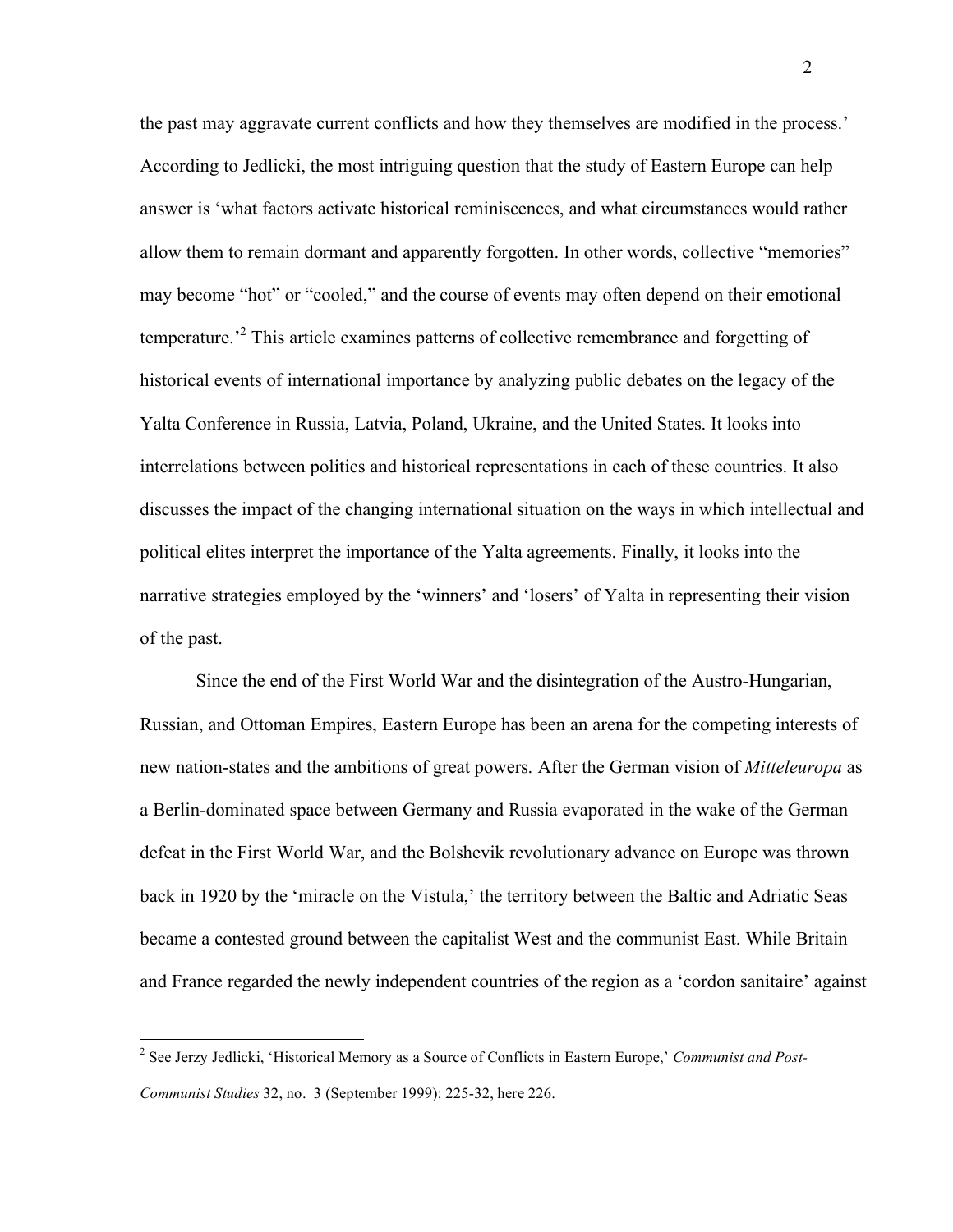the past may aggravate current conflicts and how they themselves are modified in the process.' According to Jedlicki, the most intriguing question that the study of Eastern Europe can help answer is 'what factors activate historical reminiscences, and what circumstances would rather allow them to remain dormant and apparently forgotten. In other words, collective "memories" may become "hot" or "cooled," and the course of events may often depend on their emotional temperature.'[2] This article examines patterns of collective remembrance and forgetting of historical events of international importance by analyzing public debates on the legacy of the Yalta Conference in Russia, Latvia, Poland, Ukraine, and the United States. It looks into interrelations between politics and historical representations in each of these countries. It also discusses the impact of the changing international situation on the ways in which intellectual and political elites interpret the importance of the Yalta agreements. Finally, it looks into the narrative strategies employed by the 'winners' and 'losers' of Yalta in representing their vision of the past.

Since the end of the First World War and the disintegration of the Austro-Hungarian, Russian, and Ottoman Empires, Eastern Europe has been an arena for the competing interests of new nation-states and the ambitions of great powers. After the German vision of *Mitteleuropa* as a Berlin-dominated space between Germany and Russia evaporated in the wake of the German defeat in the First World War, and the Bolshevik revolutionary advance on Europe was thrown back in 1920 by the 'miracle on the Vistula,' the territory between the Baltic and Adriatic Seas became a contested ground between the capitalist West and the communist East. While Britain and France regarded the newly independent countries of the region as a 'cordon sanitaire' against

[2] See Jerzy Jedlicki, 'Historical Memory as a Source of Conflicts in Eastern Europe,' *Communist and Post-Communist Studies* 32, no. 3 (September 1999): 225-32, here 226.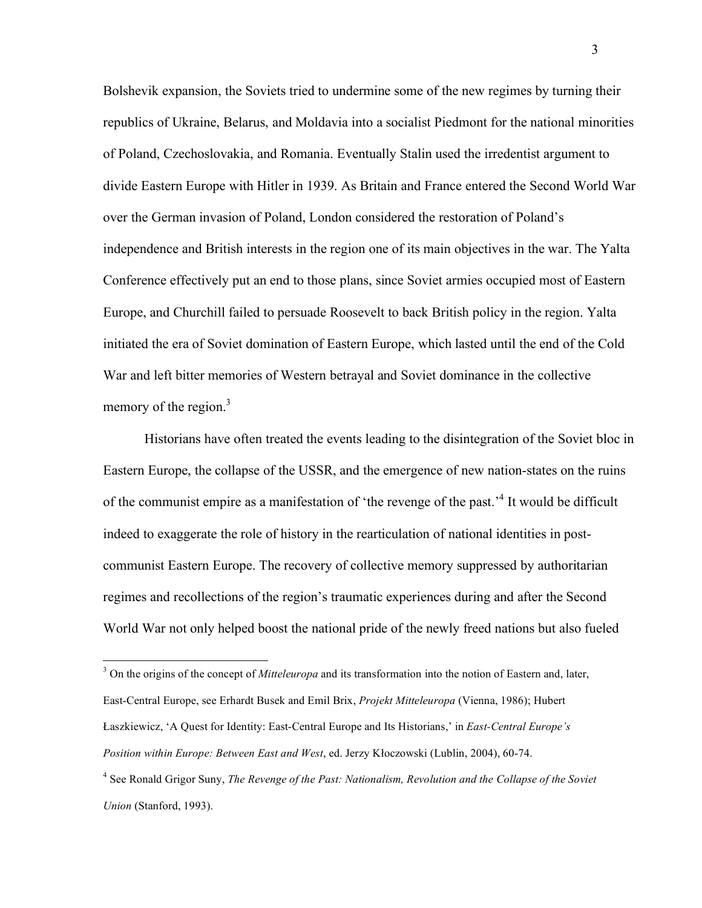Bolshevik expansion, the Soviets tried to undermine some of the new regimes by turning their republics of Ukraine, Belarus, and Moldavia into a socialist Piedmont for the national minorities of Poland, Czechoslovakia, and Romania. Eventually Stalin used the irredentist argument to divide Eastern Europe with Hitler in 1939. As Britain and France entered the Second World War over the German invasion of Poland, London considered the restoration of Poland's independence and British interests in the region one of its main objectives in the war. The Yalta Conference effectively put an end to those plans, since Soviet armies occupied most of Eastern Europe, and Churchill failed to persuade Roosevelt to back British policy in the region. Yalta initiated the era of Soviet domination of Eastern Europe, which lasted until the end of the Cold War and left bitter memories of Western betrayal and Soviet dominance in the collective memory of the region.[3]

Historians have often treated the events leading to the disintegration of the Soviet bloc in Eastern Europe, the collapse of the USSR, and the emergence of new nation-states on the ruins of the communist empire as a manifestation of 'the revenge of the past.'[4] It would be difficult indeed to exaggerate the role of history in the rearticulation of national identities in post-communist Eastern Europe. The recovery of collective memory suppressed by authoritarian regimes and recollections of the region's traumatic experiences during and after the Second World War not only helped boost the national pride of the newly freed nations but also fueled

---

[3] On the origins of the concept of *Mitteleuropa* and its transformation into the notion of Eastern and, later, East-Central Europe, see Erhardt Busek and Emil Brix, *Projekt Mitteleuropa* (Vienna, 1986); Hubert Łaszkiewicz, 'A Quest for Identity: East-Central Europe and Its Historians,' in *East-Central Europe's Position within Europe: Between East and West*, ed. Jerzy Kłoczowski (Lublin, 2004), 60-74.

[4] See Ronald Grigor Suny, *The Revenge of the Past: Nationalism, Revolution and the Collapse of the Soviet Union* (Stanford, 1993).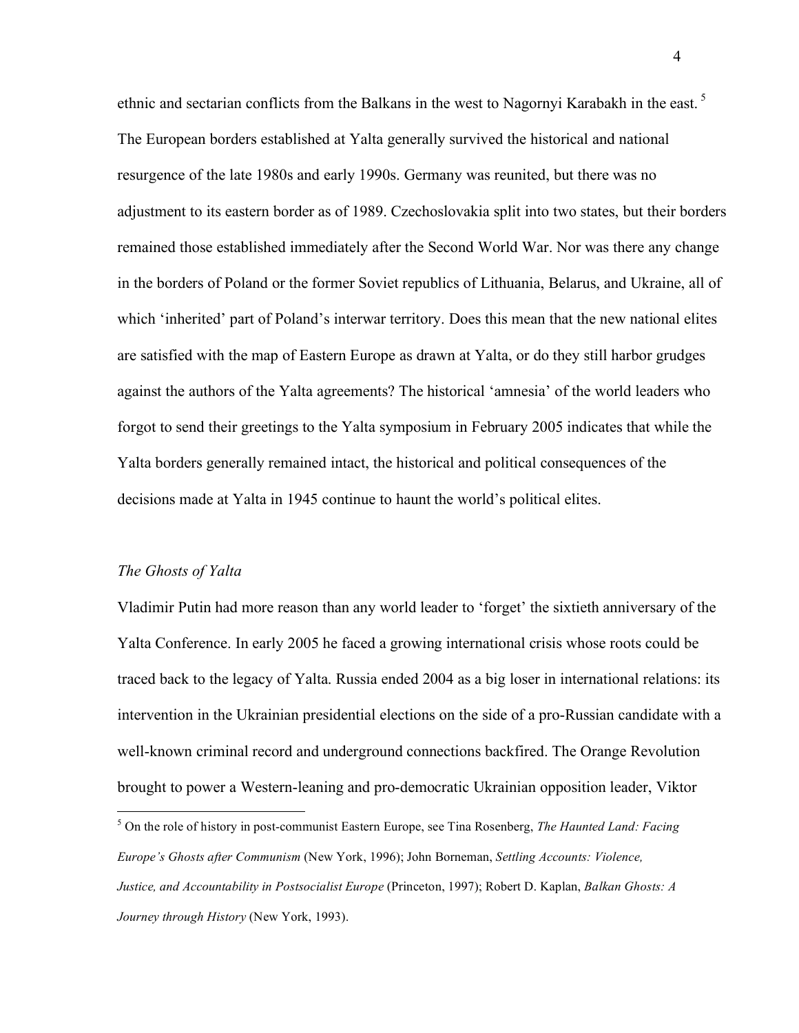ethnic and sectarian conflicts from the Balkans in the west to Nagornyi Karabakh in the east.[5] The European borders established at Yalta generally survived the historical and national resurgence of the late 1980s and early 1990s. Germany was reunited, but there was no adjustment to its eastern border as of 1989. Czechoslovakia split into two states, but their borders remained those established immediately after the Second World War. Nor was there any change in the borders of Poland or the former Soviet republics of Lithuania, Belarus, and Ukraine, all of which 'inherited' part of Poland's interwar territory. Does this mean that the new national elites are satisfied with the map of Eastern Europe as drawn at Yalta, or do they still harbor grudges against the authors of the Yalta agreements? The historical 'amnesia' of the world leaders who forgot to send their greetings to the Yalta symposium in February 2005 indicates that while the Yalta borders generally remained intact, the historical and political consequences of the decisions made at Yalta in 1945 continue to haunt the world's political elites.

*The Ghosts of Yalta*

Vladimir Putin had more reason than any world leader to 'forget' the sixtieth anniversary of the Yalta Conference. In early 2005 he faced a growing international crisis whose roots could be traced back to the legacy of Yalta. Russia ended 2004 as a big loser in international relations: its intervention in the Ukrainian presidential elections on the side of a pro-Russian candidate with a well-known criminal record and underground connections backfired. The Orange Revolution brought to power a Western-leaning and pro-democratic Ukrainian opposition leader, Viktor

---

[5] On the role of history in post-communist Eastern Europe, see Tina Rosenberg, *The Haunted Land: Facing Europe's Ghosts after Communism* (New York, 1996); John Borneman, *Settling Accounts: Violence, Justice, and Accountability in Postsocialist Europe* (Princeton, 1997); Robert D. Kaplan, *Balkan Ghosts: A Journey through History* (New York, 1993).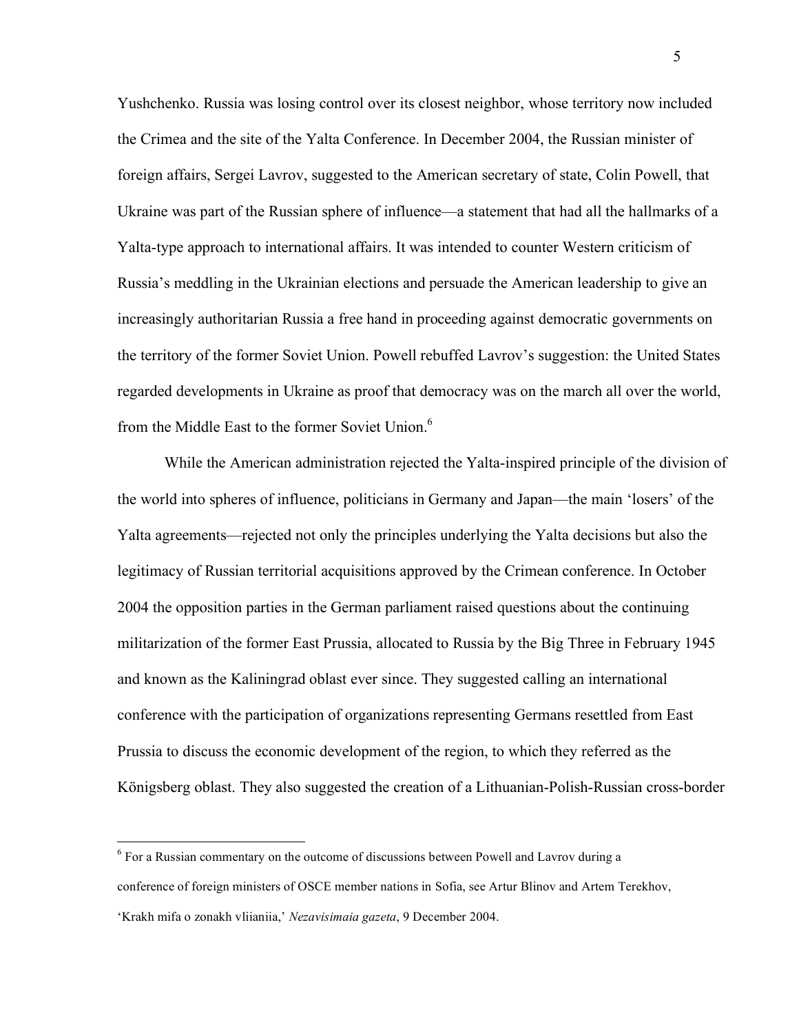Yushchenko. Russia was losing control over its closest neighbor, whose territory now included the Crimea and the site of the Yalta Conference. In December 2004, the Russian minister of foreign affairs, Sergei Lavrov, suggested to the American secretary of state, Colin Powell, that Ukraine was part of the Russian sphere of influence—a statement that had all the hallmarks of a Yalta-type approach to international affairs. It was intended to counter Western criticism of Russia's meddling in the Ukrainian elections and persuade the American leadership to give an increasingly authoritarian Russia a free hand in proceeding against democratic governments on the territory of the former Soviet Union. Powell rebuffed Lavrov's suggestion: the United States regarded developments in Ukraine as proof that democracy was on the march all over the world, from the Middle East to the former Soviet Union.[6]

While the American administration rejected the Yalta-inspired principle of the division of the world into spheres of influence, politicians in Germany and Japan—the main 'losers' of the Yalta agreements—rejected not only the principles underlying the Yalta decisions but also the legitimacy of Russian territorial acquisitions approved by the Crimean conference. In October 2004 the opposition parties in the German parliament raised questions about the continuing militarization of the former East Prussia, allocated to Russia by the Big Three in February 1945 and known as the Kaliningrad oblast ever since. They suggested calling an international conference with the participation of organizations representing Germans resettled from East Prussia to discuss the economic development of the region, to which they referred as the Königsberg oblast. They also suggested the creation of a Lithuanian-Polish-Russian cross-border

---

[6] For a Russian commentary on the outcome of discussions between Powell and Lavrov during a conference of foreign ministers of OSCE member nations in Sofia, see Artur Blinov and Artem Terekhov, 'Krakh mifa o zonakh vliianiia,' *Nezavisimaia gazeta*, 9 December 2004.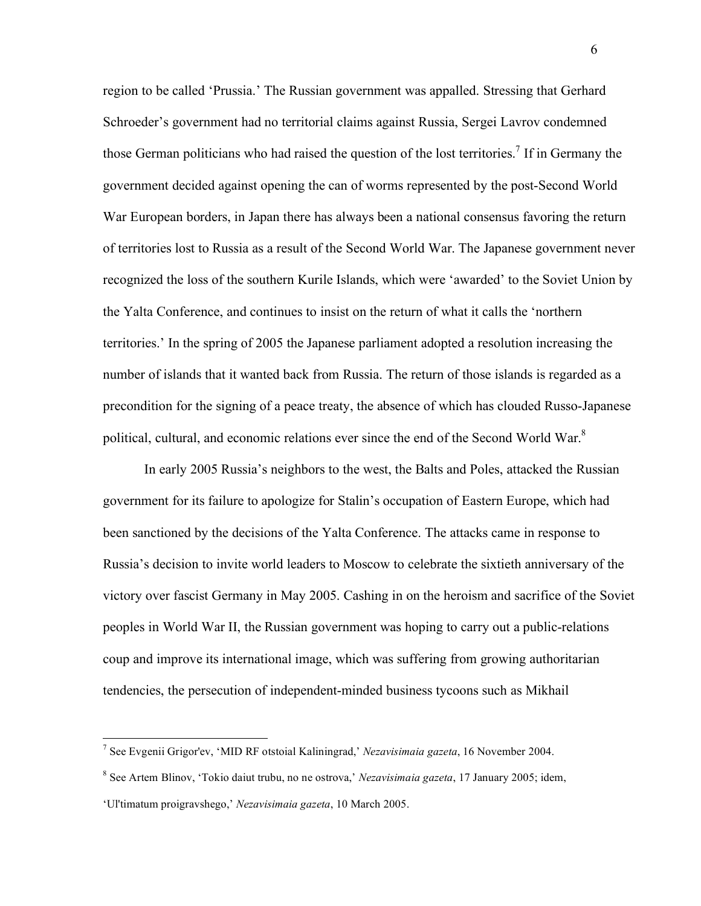region to be called 'Prussia.' The Russian government was appalled. Stressing that Gerhard Schroeder's government had no territorial claims against Russia, Sergei Lavrov condemned those German politicians who had raised the question of the lost territories.[7] If in Germany the government decided against opening the can of worms represented by the post-Second World War European borders, in Japan there has always been a national consensus favoring the return of territories lost to Russia as a result of the Second World War. The Japanese government never recognized the loss of the southern Kurile Islands, which were 'awarded' to the Soviet Union by the Yalta Conference, and continues to insist on the return of what it calls the 'northern territories.' In the spring of 2005 the Japanese parliament adopted a resolution increasing the number of islands that it wanted back from Russia. The return of those islands is regarded as a precondition for the signing of a peace treaty, the absence of which has clouded Russo-Japanese political, cultural, and economic relations ever since the end of the Second World War.[8]

In early 2005 Russia's neighbors to the west, the Balts and Poles, attacked the Russian government for its failure to apologize for Stalin's occupation of Eastern Europe, which had been sanctioned by the decisions of the Yalta Conference. The attacks came in response to Russia's decision to invite world leaders to Moscow to celebrate the sixtieth anniversary of the victory over fascist Germany in May 2005. Cashing in on the heroism and sacrifice of the Soviet peoples in World War II, the Russian government was hoping to carry out a public-relations coup and improve its international image, which was suffering from growing authoritarian tendencies, the persecution of independent-minded business tycoons such as Mikhail

---

[7] See Evgenii Grigor'ev, 'MID RF otstoial Kaliningrad,' *Nezavisimaia gazeta*, 16 November 2004.

[8] See Artem Blinov, 'Tokio daiut trubu, no ne ostrova,' *Nezavisimaia gazeta*, 17 January 2005; idem, 'Ul'timatum proigravshego,' *Nezavisimaia gazeta*, 10 March 2005.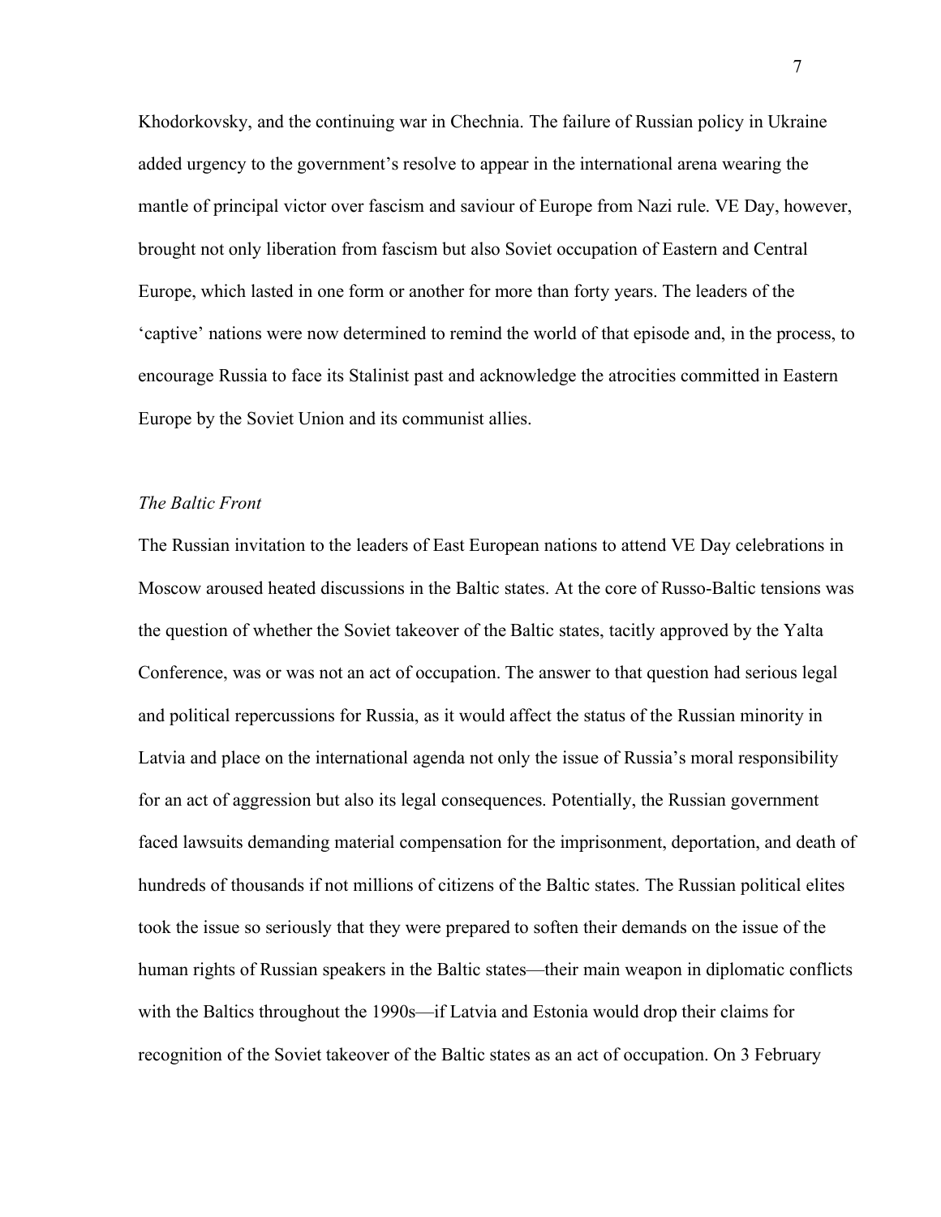Khodorkovsky, and the continuing war in Chechnia. The failure of Russian policy in Ukraine added urgency to the government's resolve to appear in the international arena wearing the mantle of principal victor over fascism and saviour of Europe from Nazi rule. VE Day, however, brought not only liberation from fascism but also Soviet occupation of Eastern and Central Europe, which lasted in one form or another for more than forty years. The leaders of the 'captive' nations were now determined to remind the world of that episode and, in the process, to encourage Russia to face its Stalinist past and acknowledge the atrocities committed in Eastern Europe by the Soviet Union and its communist allies.

*The Baltic Front*

The Russian invitation to the leaders of East European nations to attend VE Day celebrations in Moscow aroused heated discussions in the Baltic states. At the core of Russo-Baltic tensions was the question of whether the Soviet takeover of the Baltic states, tacitly approved by the Yalta Conference, was or was not an act of occupation. The answer to that question had serious legal and political repercussions for Russia, as it would affect the status of the Russian minority in Latvia and place on the international agenda not only the issue of Russia's moral responsibility for an act of aggression but also its legal consequences. Potentially, the Russian government faced lawsuits demanding material compensation for the imprisonment, deportation, and death of hundreds of thousands if not millions of citizens of the Baltic states. The Russian political elites took the issue so seriously that they were prepared to soften their demands on the issue of the human rights of Russian speakers in the Baltic states—their main weapon in diplomatic conflicts with the Baltics throughout the 1990s—if Latvia and Estonia would drop their claims for recognition of the Soviet takeover of the Baltic states as an act of occupation. On 3 February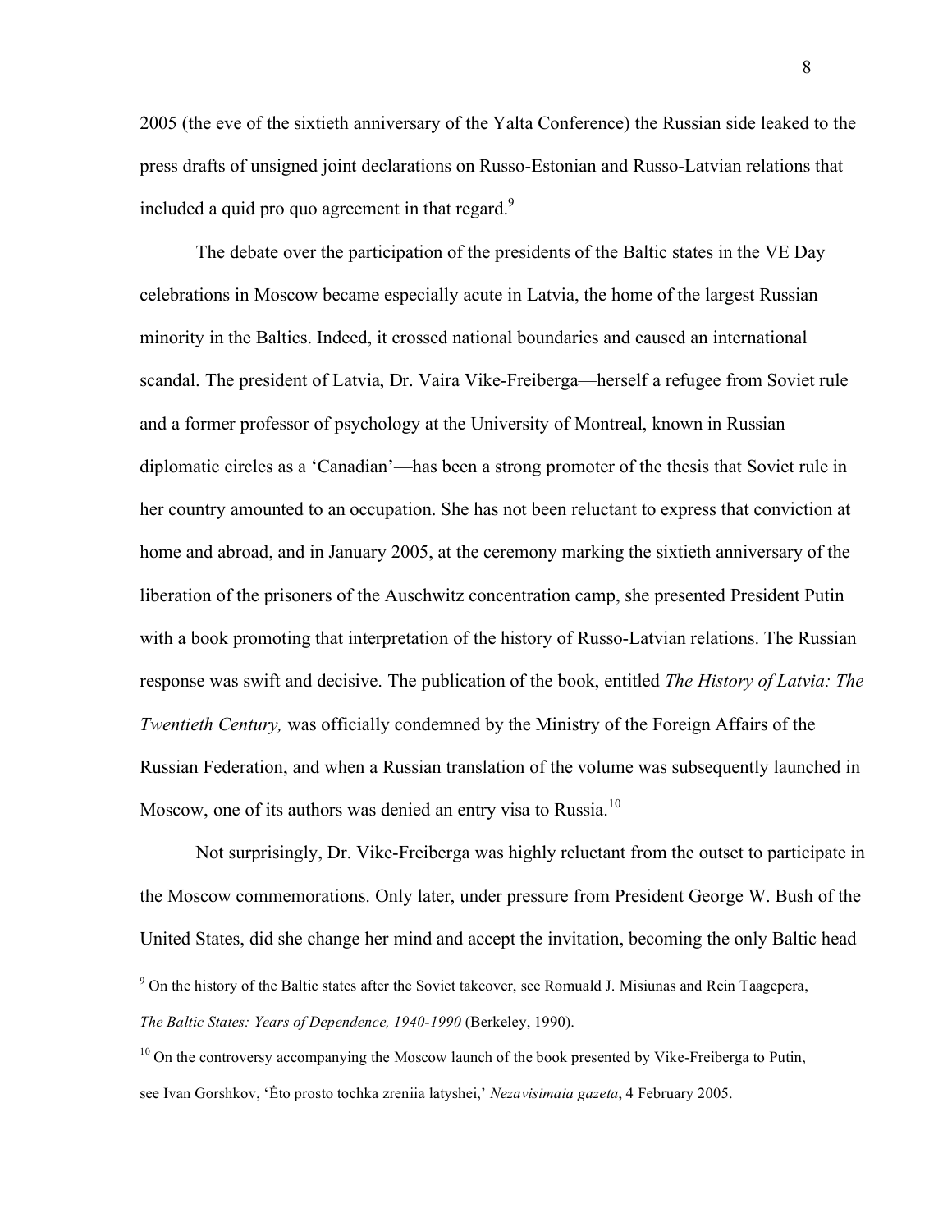2005 (the eve of the sixtieth anniversary of the Yalta Conference) the Russian side leaked to the press drafts of unsigned joint declarations on Russo-Estonian and Russo-Latvian relations that included a quid pro quo agreement in that regard.[9]

The debate over the participation of the presidents of the Baltic states in the VE Day celebrations in Moscow became especially acute in Latvia, the home of the largest Russian minority in the Baltics. Indeed, it crossed national boundaries and caused an international scandal. The president of Latvia, Dr. Vaira Vike-Freiberga—herself a refugee from Soviet rule and a former professor of psychology at the University of Montreal, known in Russian diplomatic circles as a 'Canadian'—has been a strong promoter of the thesis that Soviet rule in her country amounted to an occupation. She has not been reluctant to express that conviction at home and abroad, and in January 2005, at the ceremony marking the sixtieth anniversary of the liberation of the prisoners of the Auschwitz concentration camp, she presented President Putin with a book promoting that interpretation of the history of Russo-Latvian relations. The Russian response was swift and decisive. The publication of the book, entitled *The History of Latvia: The Twentieth Century,* was officially condemned by the Ministry of the Foreign Affairs of the Russian Federation, and when a Russian translation of the volume was subsequently launched in Moscow, one of its authors was denied an entry visa to Russia.[10]

Not surprisingly, Dr. Vike-Freiberga was highly reluctant from the outset to participate in the Moscow commemorations. Only later, under pressure from President George W. Bush of the United States, did she change her mind and accept the invitation, becoming the only Baltic head

[9] On the history of the Baltic states after the Soviet takeover, see Romuald J. Misiunas and Rein Taagepera, *The Baltic States: Years of Dependence, 1940-1990* (Berkeley, 1990).

[10] On the controversy accompanying the Moscow launch of the book presented by Vike-Freiberga to Putin, see Ivan Gorshkov, 'Ėto prosto tochka zreniia latyshei,' *Nezavisimaia gazeta*, 4 February 2005.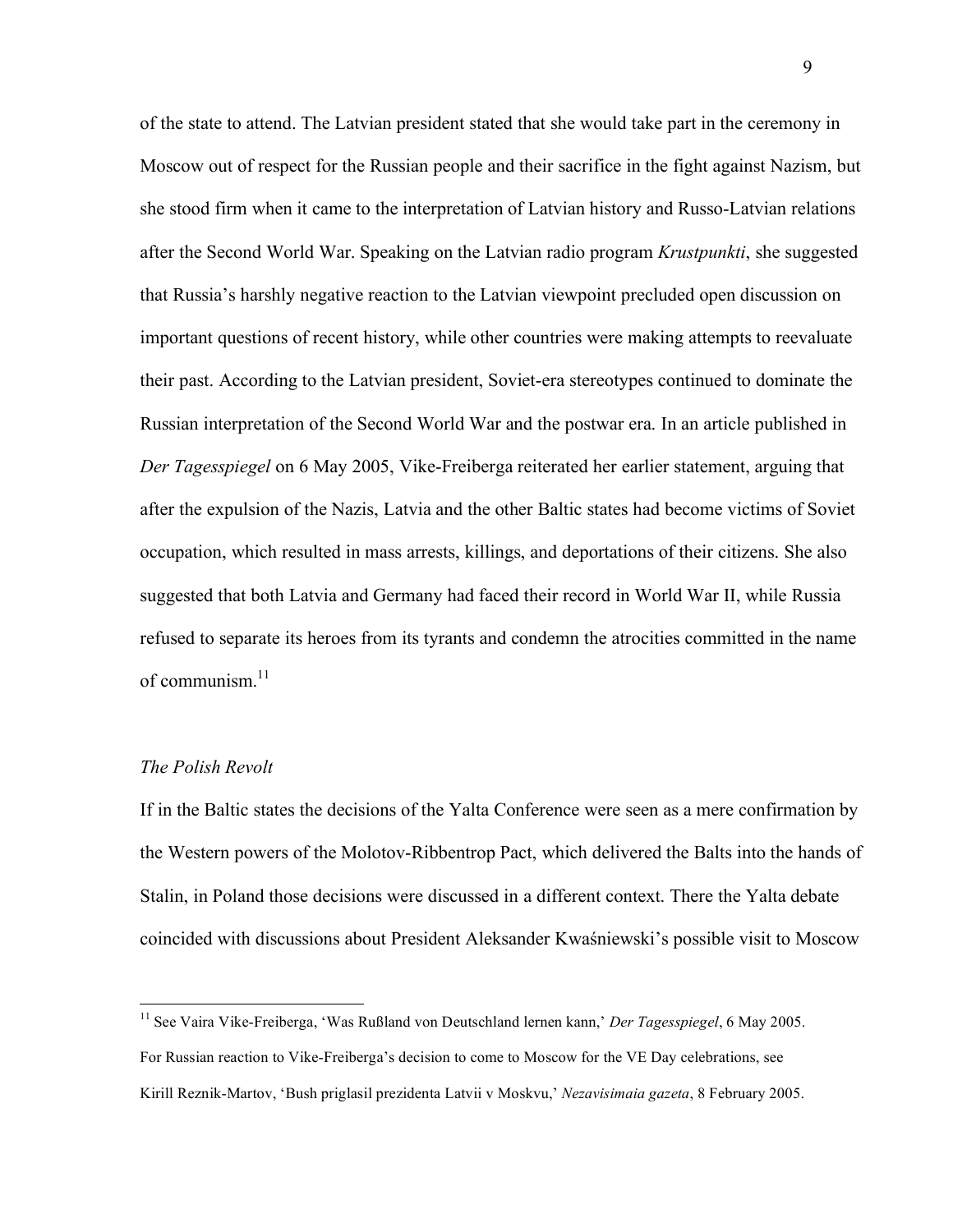of the state to attend. The Latvian president stated that she would take part in the ceremony in Moscow out of respect for the Russian people and their sacrifice in the fight against Nazism, but she stood firm when it came to the interpretation of Latvian history and Russo-Latvian relations after the Second World War. Speaking on the Latvian radio program *Krustpunkti*, she suggested that Russia's harshly negative reaction to the Latvian viewpoint precluded open discussion on important questions of recent history, while other countries were making attempts to reevaluate their past. According to the Latvian president, Soviet-era stereotypes continued to dominate the Russian interpretation of the Second World War and the postwar era. In an article published in *Der Tagesspiegel* on 6 May 2005, Vike-Freiberga reiterated her earlier statement, arguing that after the expulsion of the Nazis, Latvia and the other Baltic states had become victims of Soviet occupation, which resulted in mass arrests, killings, and deportations of their citizens. She also suggested that both Latvia and Germany had faced their record in World War II, while Russia refused to separate its heroes from its tyrants and condemn the atrocities committed in the name of communism.[11]

### *The Polish Revolt*

If in the Baltic states the decisions of the Yalta Conference were seen as a mere confirmation by the Western powers of the Molotov-Ribbentrop Pact, which delivered the Balts into the hands of Stalin, in Poland those decisions were discussed in a different context. There the Yalta debate coincided with discussions about President Aleksander Kwaśniewski's possible visit to Moscow

---

[11] See Vaira Vike-Freiberga, 'Was Rußland von Deutschland lernen kann,' *Der Tagesspiegel*, 6 May 2005. For Russian reaction to Vike-Freiberga's decision to come to Moscow for the VE Day celebrations, see Kirill Reznik-Martov, 'Bush priglasil prezidenta Latvii v Moskvu,' *Nezavisimaia gazeta*, 8 February 2005.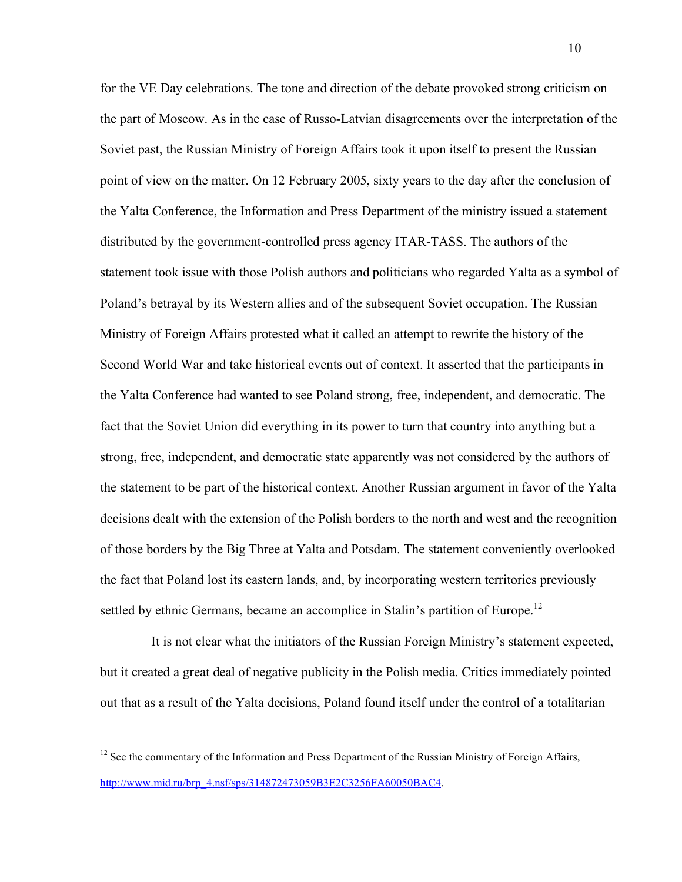for the VE Day celebrations. The tone and direction of the debate provoked strong criticism on the part of Moscow. As in the case of Russo-Latvian disagreements over the interpretation of the Soviet past, the Russian Ministry of Foreign Affairs took it upon itself to present the Russian point of view on the matter. On 12 February 2005, sixty years to the day after the conclusion of the Yalta Conference, the Information and Press Department of the ministry issued a statement distributed by the government-controlled press agency ITAR-TASS. The authors of the statement took issue with those Polish authors and politicians who regarded Yalta as a symbol of Poland's betrayal by its Western allies and of the subsequent Soviet occupation. The Russian Ministry of Foreign Affairs protested what it called an attempt to rewrite the history of the Second World War and take historical events out of context. It asserted that the participants in the Yalta Conference had wanted to see Poland strong, free, independent, and democratic. The fact that the Soviet Union did everything in its power to turn that country into anything but a strong, free, independent, and democratic state apparently was not considered by the authors of the statement to be part of the historical context. Another Russian argument in favor of the Yalta decisions dealt with the extension of the Polish borders to the north and west and the recognition of those borders by the Big Three at Yalta and Potsdam. The statement conveniently overlooked the fact that Poland lost its eastern lands, and, by incorporating western territories previously settled by ethnic Germans, became an accomplice in Stalin's partition of Europe.[12]

It is not clear what the initiators of the Russian Foreign Ministry's statement expected, but it created a great deal of negative publicity in the Polish media. Critics immediately pointed out that as a result of the Yalta decisions, Poland found itself under the control of a totalitarian

[12] See the commentary of the Information and Press Department of the Russian Ministry of Foreign Affairs, http://www.mid.ru/brp_4.nsf/sps/314872473059B3E2C3256FA60050BAC4.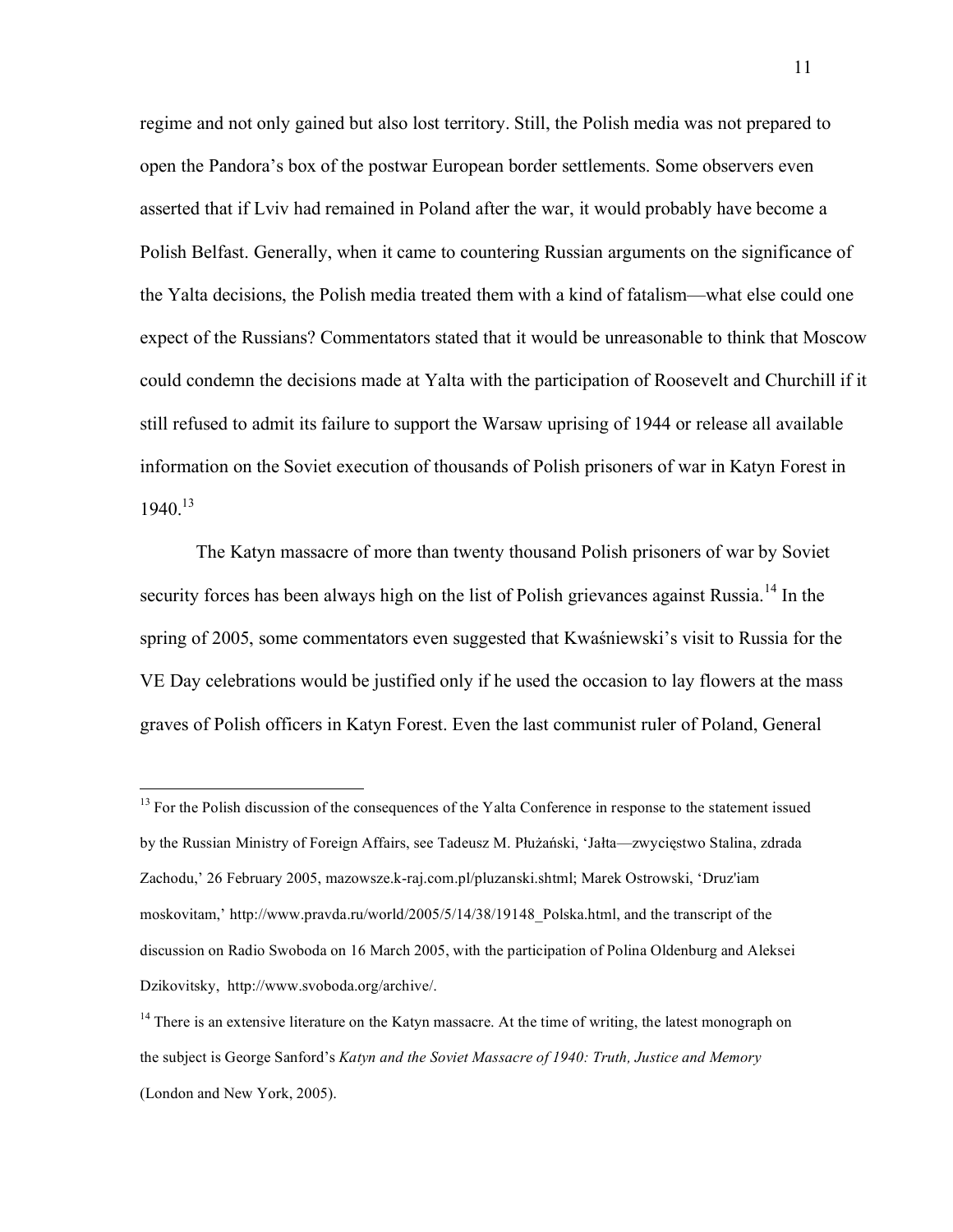regime and not only gained but also lost territory. Still, the Polish media was not prepared to open the Pandora's box of the postwar European border settlements. Some observers even asserted that if Lviv had remained in Poland after the war, it would probably have become a Polish Belfast. Generally, when it came to countering Russian arguments on the significance of the Yalta decisions, the Polish media treated them with a kind of fatalism—what else could one expect of the Russians? Commentators stated that it would be unreasonable to think that Moscow could condemn the decisions made at Yalta with the participation of Roosevelt and Churchill if it still refused to admit its failure to support the Warsaw uprising of 1944 or release all available information on the Soviet execution of thousands of Polish prisoners of war in Katyn Forest in 1940.[13]

The Katyn massacre of more than twenty thousand Polish prisoners of war by Soviet security forces has been always high on the list of Polish grievances against Russia.[14] In the spring of 2005, some commentators even suggested that Kwaśniewski's visit to Russia for the VE Day celebrations would be justified only if he used the occasion to lay flowers at the mass graves of Polish officers in Katyn Forest. Even the last communist ruler of Poland, General

---

[13] For the Polish discussion of the consequences of the Yalta Conference in response to the statement issued by the Russian Ministry of Foreign Affairs, see Tadeusz M. Płużański, 'Jałta—zwycięstwo Stalina, zdrada Zachodu,' 26 February 2005, mazowsze.k-raj.com.pl/pluzanski.shtml; Marek Ostrowski, 'Druz'iam moskovitam,' http://www.pravda.ru/world/2005/5/14/38/19148_Polska.html, and the transcript of the discussion on Radio Swoboda on 16 March 2005, with the participation of Polina Oldenburg and Aleksei Dzikovitsky, http://www.svoboda.org/archive/.

[14] There is an extensive literature on the Katyn massacre. At the time of writing, the latest monograph on the subject is George Sanford's *Katyn and the Soviet Massacre of 1940: Truth, Justice and Memory* (London and New York, 2005).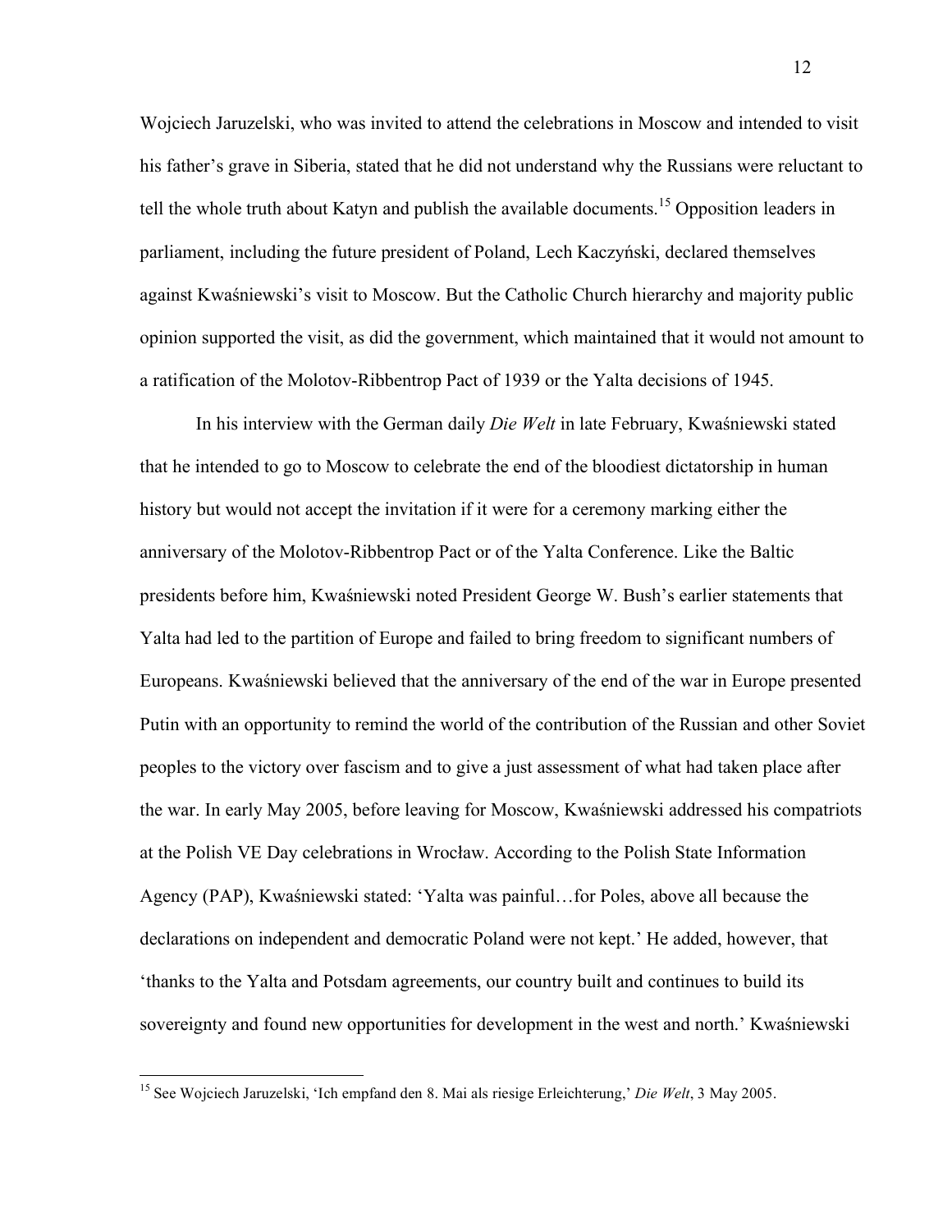Wojciech Jaruzelski, who was invited to attend the celebrations in Moscow and intended to visit his father's grave in Siberia, stated that he did not understand why the Russians were reluctant to tell the whole truth about Katyn and publish the available documents.[15] Opposition leaders in parliament, including the future president of Poland, Lech Kaczyński, declared themselves against Kwaśniewski's visit to Moscow. But the Catholic Church hierarchy and majority public opinion supported the visit, as did the government, which maintained that it would not amount to a ratification of the Molotov-Ribbentrop Pact of 1939 or the Yalta decisions of 1945.

In his interview with the German daily *Die Welt* in late February, Kwaśniewski stated that he intended to go to Moscow to celebrate the end of the bloodiest dictatorship in human history but would not accept the invitation if it were for a ceremony marking either the anniversary of the Molotov-Ribbentrop Pact or of the Yalta Conference. Like the Baltic presidents before him, Kwaśniewski noted President George W. Bush's earlier statements that Yalta had led to the partition of Europe and failed to bring freedom to significant numbers of Europeans. Kwaśniewski believed that the anniversary of the end of the war in Europe presented Putin with an opportunity to remind the world of the contribution of the Russian and other Soviet peoples to the victory over fascism and to give a just assessment of what had taken place after the war. In early May 2005, before leaving for Moscow, Kwaśniewski addressed his compatriots at the Polish VE Day celebrations in Wrocław. According to the Polish State Information Agency (PAP), Kwaśniewski stated: 'Yalta was painful…for Poles, above all because the declarations on independent and democratic Poland were not kept.' He added, however, that 'thanks to the Yalta and Potsdam agreements, our country built and continues to build its sovereignty and found new opportunities for development in the west and north.' Kwaśniewski

[15] See Wojciech Jaruzelski, 'Ich empfand den 8. Mai als riesige Erleichterung,' *Die Welt*, 3 May 2005.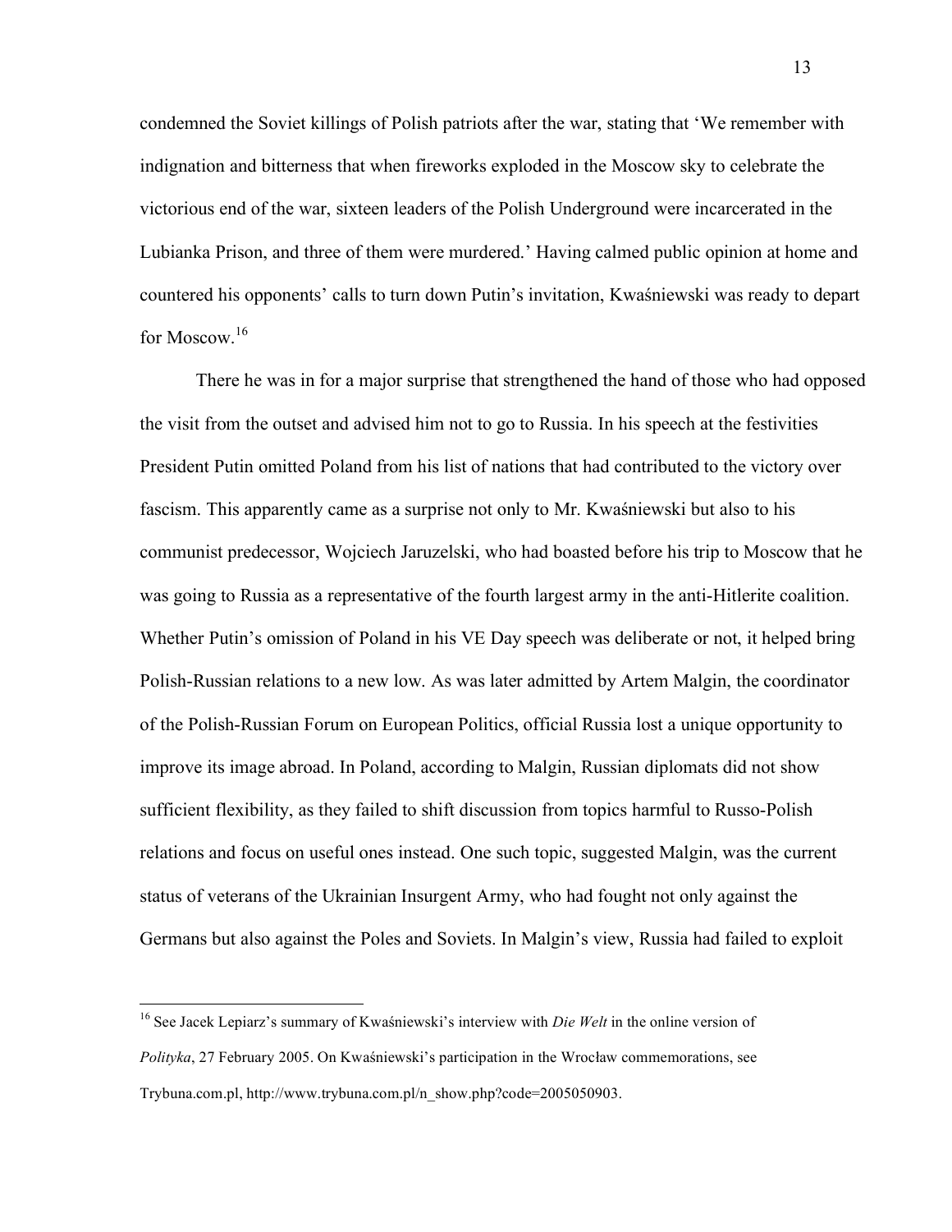condemned the Soviet killings of Polish patriots after the war, stating that 'We remember with indignation and bitterness that when fireworks exploded in the Moscow sky to celebrate the victorious end of the war, sixteen leaders of the Polish Underground were incarcerated in the Lubianka Prison, and three of them were murdered.' Having calmed public opinion at home and countered his opponents' calls to turn down Putin's invitation, Kwaśniewski was ready to depart for Moscow.[16]

There he was in for a major surprise that strengthened the hand of those who had opposed the visit from the outset and advised him not to go to Russia. In his speech at the festivities President Putin omitted Poland from his list of nations that had contributed to the victory over fascism. This apparently came as a surprise not only to Mr. Kwaśniewski but also to his communist predecessor, Wojciech Jaruzelski, who had boasted before his trip to Moscow that he was going to Russia as a representative of the fourth largest army in the anti-Hitlerite coalition. Whether Putin's omission of Poland in his VE Day speech was deliberate or not, it helped bring Polish-Russian relations to a new low. As was later admitted by Artem Malgin, the coordinator of the Polish-Russian Forum on European Politics, official Russia lost a unique opportunity to improve its image abroad. In Poland, according to Malgin, Russian diplomats did not show sufficient flexibility, as they failed to shift discussion from topics harmful to Russo-Polish relations and focus on useful ones instead. One such topic, suggested Malgin, was the current status of veterans of the Ukrainian Insurgent Army, who had fought not only against the Germans but also against the Poles and Soviets. In Malgin's view, Russia had failed to exploit

[16] See Jacek Lepiarz's summary of Kwaśniewski's interview with *Die Welt* in the online version of *Polityka*, 27 February 2005. On Kwaśniewski's participation in the Wrocław commemorations, see Trybuna.com.pl, http://www.trybuna.com.pl/n_show.php?code=2005050903.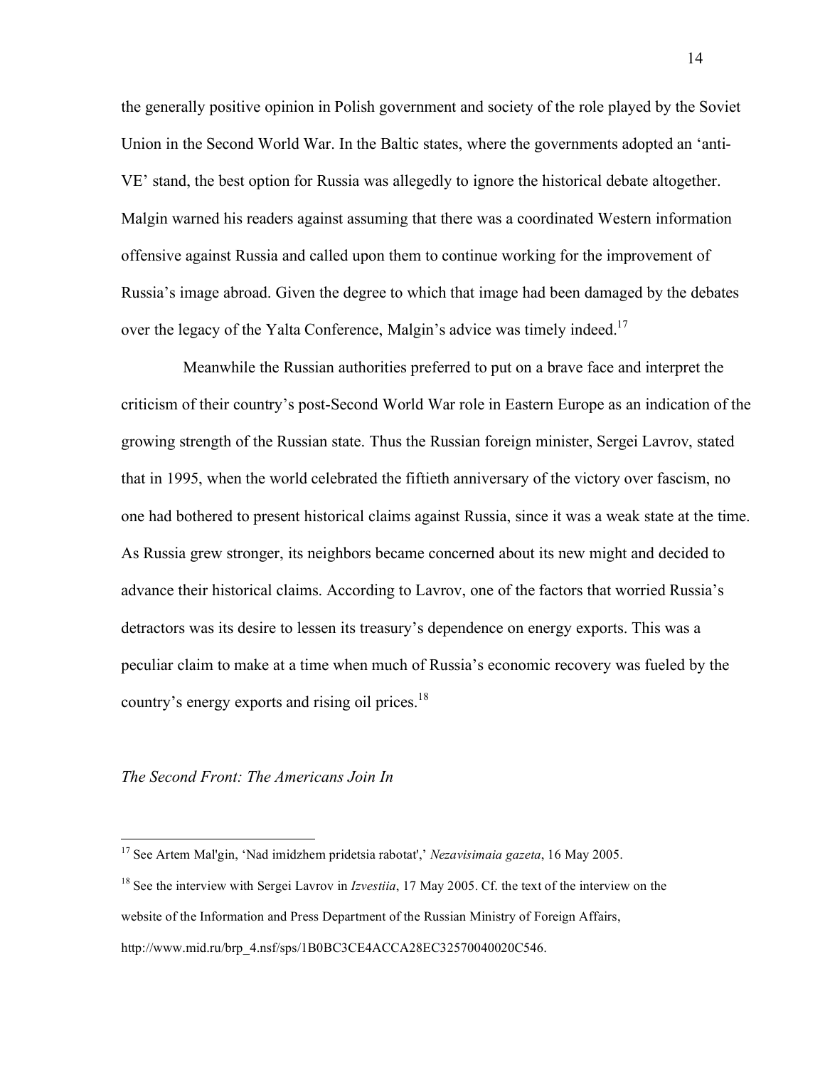the generally positive opinion in Polish government and society of the role played by the Soviet Union in the Second World War. In the Baltic states, where the governments adopted an 'anti-VE' stand, the best option for Russia was allegedly to ignore the historical debate altogether. Malgin warned his readers against assuming that there was a coordinated Western information offensive against Russia and called upon them to continue working for the improvement of Russia's image abroad. Given the degree to which that image had been damaged by the debates over the legacy of the Yalta Conference, Malgin's advice was timely indeed.[17]

Meanwhile the Russian authorities preferred to put on a brave face and interpret the criticism of their country's post-Second World War role in Eastern Europe as an indication of the growing strength of the Russian state. Thus the Russian foreign minister, Sergei Lavrov, stated that in 1995, when the world celebrated the fiftieth anniversary of the victory over fascism, no one had bothered to present historical claims against Russia, since it was a weak state at the time. As Russia grew stronger, its neighbors became concerned about its new might and decided to advance their historical claims. According to Lavrov, one of the factors that worried Russia's detractors was its desire to lessen its treasury's dependence on energy exports. This was a peculiar claim to make at a time when much of Russia's economic recovery was fueled by the country's energy exports and rising oil prices.[18]

### *The Second Front: The Americans Join In*

---

[17] See Artem Mal'gin, 'Nad imidzhem pridetsia rabotat',' *Nezavisimaia gazeta*, 16 May 2005.

[18] See the interview with Sergei Lavrov in *Izvestiia*, 17 May 2005. Cf. the text of the interview on the website of the Information and Press Department of the Russian Ministry of Foreign Affairs, http://www.mid.ru/brp_4.nsf/sps/1B0BC3CE4ACCA28EC32570040020C546.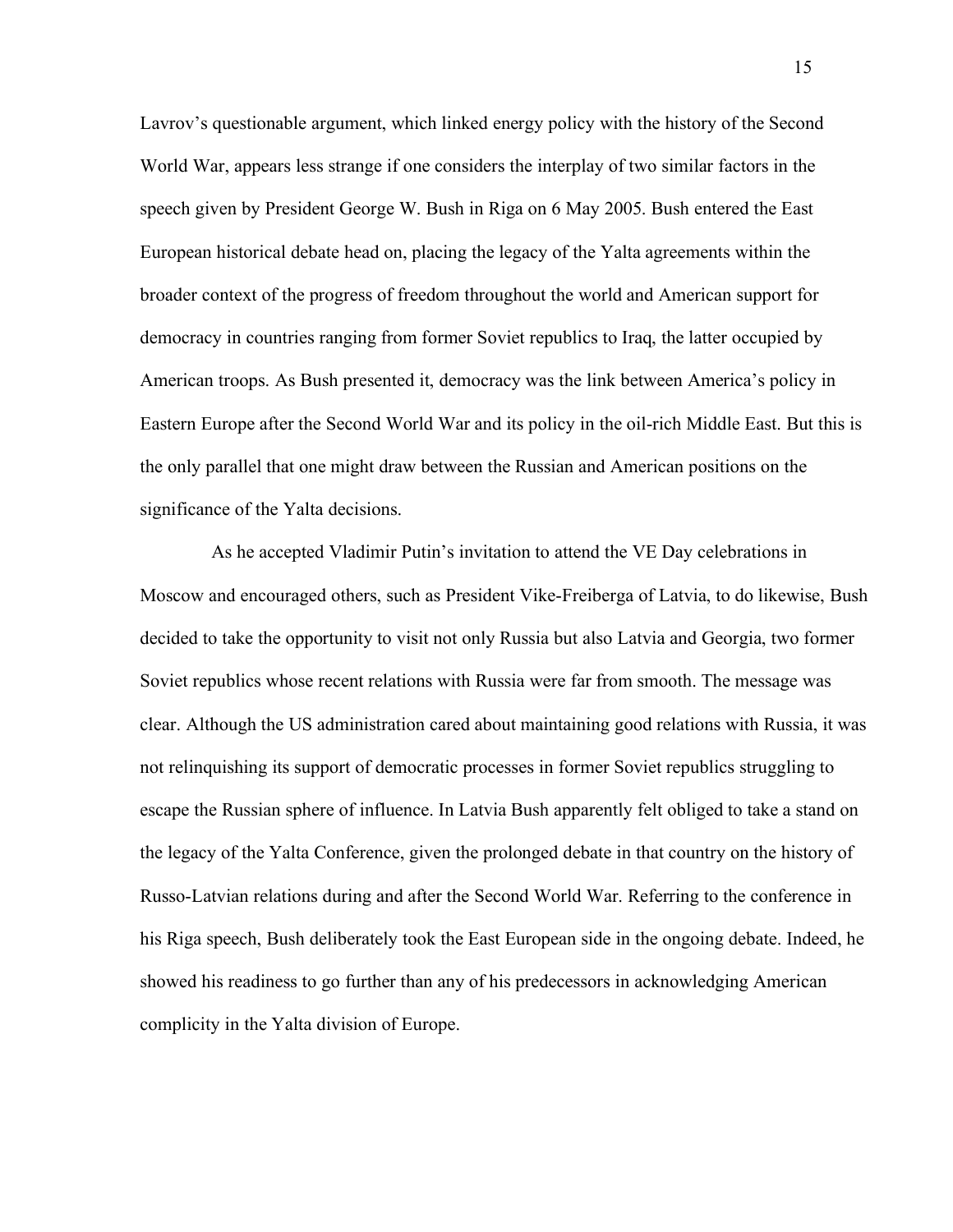Lavrov's questionable argument, which linked energy policy with the history of the Second World War, appears less strange if one considers the interplay of two similar factors in the speech given by President George W. Bush in Riga on 6 May 2005. Bush entered the East European historical debate head on, placing the legacy of the Yalta agreements within the broader context of the progress of freedom throughout the world and American support for democracy in countries ranging from former Soviet republics to Iraq, the latter occupied by American troops. As Bush presented it, democracy was the link between America's policy in Eastern Europe after the Second World War and its policy in the oil-rich Middle East. But this is the only parallel that one might draw between the Russian and American positions on the significance of the Yalta decisions.

As he accepted Vladimir Putin's invitation to attend the VE Day celebrations in Moscow and encouraged others, such as President Vike-Freiberga of Latvia, to do likewise, Bush decided to take the opportunity to visit not only Russia but also Latvia and Georgia, two former Soviet republics whose recent relations with Russia were far from smooth. The message was clear. Although the US administration cared about maintaining good relations with Russia, it was not relinquishing its support of democratic processes in former Soviet republics struggling to escape the Russian sphere of influence. In Latvia Bush apparently felt obliged to take a stand on the legacy of the Yalta Conference, given the prolonged debate in that country on the history of Russo-Latvian relations during and after the Second World War. Referring to the conference in his Riga speech, Bush deliberately took the East European side in the ongoing debate. Indeed, he showed his readiness to go further than any of his predecessors in acknowledging American complicity in the Yalta division of Europe.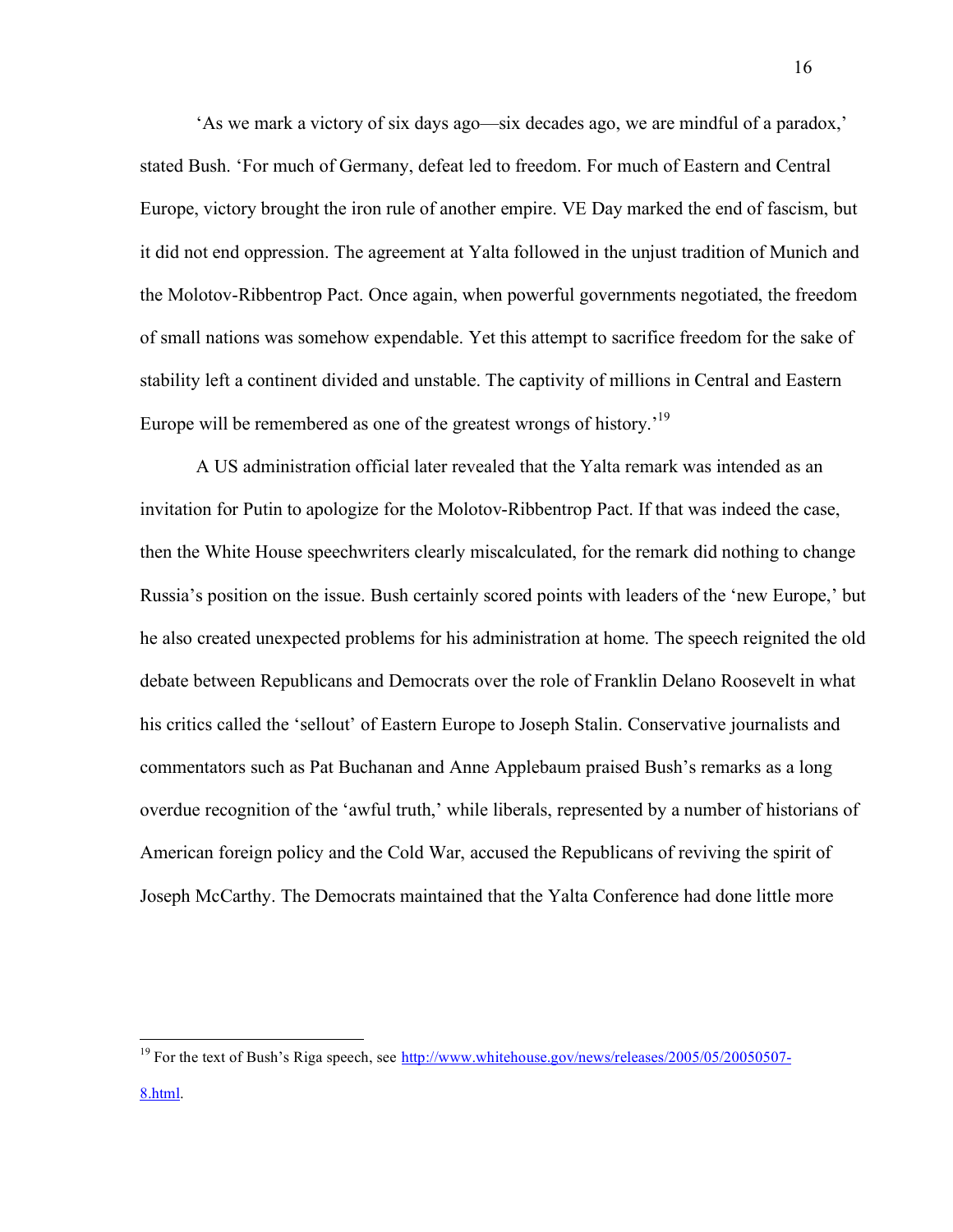'As we mark a victory of six days ago—six decades ago, we are mindful of a paradox,' stated Bush. 'For much of Germany, defeat led to freedom. For much of Eastern and Central Europe, victory brought the iron rule of another empire. VE Day marked the end of fascism, but it did not end oppression. The agreement at Yalta followed in the unjust tradition of Munich and the Molotov-Ribbentrop Pact. Once again, when powerful governments negotiated, the freedom of small nations was somehow expendable. Yet this attempt to sacrifice freedom for the sake of stability left a continent divided and unstable. The captivity of millions in Central and Eastern Europe will be remembered as one of the greatest wrongs of history.'[19]

A US administration official later revealed that the Yalta remark was intended as an invitation for Putin to apologize for the Molotov-Ribbentrop Pact. If that was indeed the case, then the White House speechwriters clearly miscalculated, for the remark did nothing to change Russia's position on the issue. Bush certainly scored points with leaders of the 'new Europe,' but he also created unexpected problems for his administration at home. The speech reignited the old debate between Republicans and Democrats over the role of Franklin Delano Roosevelt in what his critics called the 'sellout' of Eastern Europe to Joseph Stalin. Conservative journalists and commentators such as Pat Buchanan and Anne Applebaum praised Bush's remarks as a long overdue recognition of the 'awful truth,' while liberals, represented by a number of historians of American foreign policy and the Cold War, accused the Republicans of reviving the spirit of Joseph McCarthy. The Democrats maintained that the Yalta Conference had done little more

---

[19] For the text of Bush's Riga speech, see http://www.whitehouse.gov/news/releases/2005/05/20050507-8.html.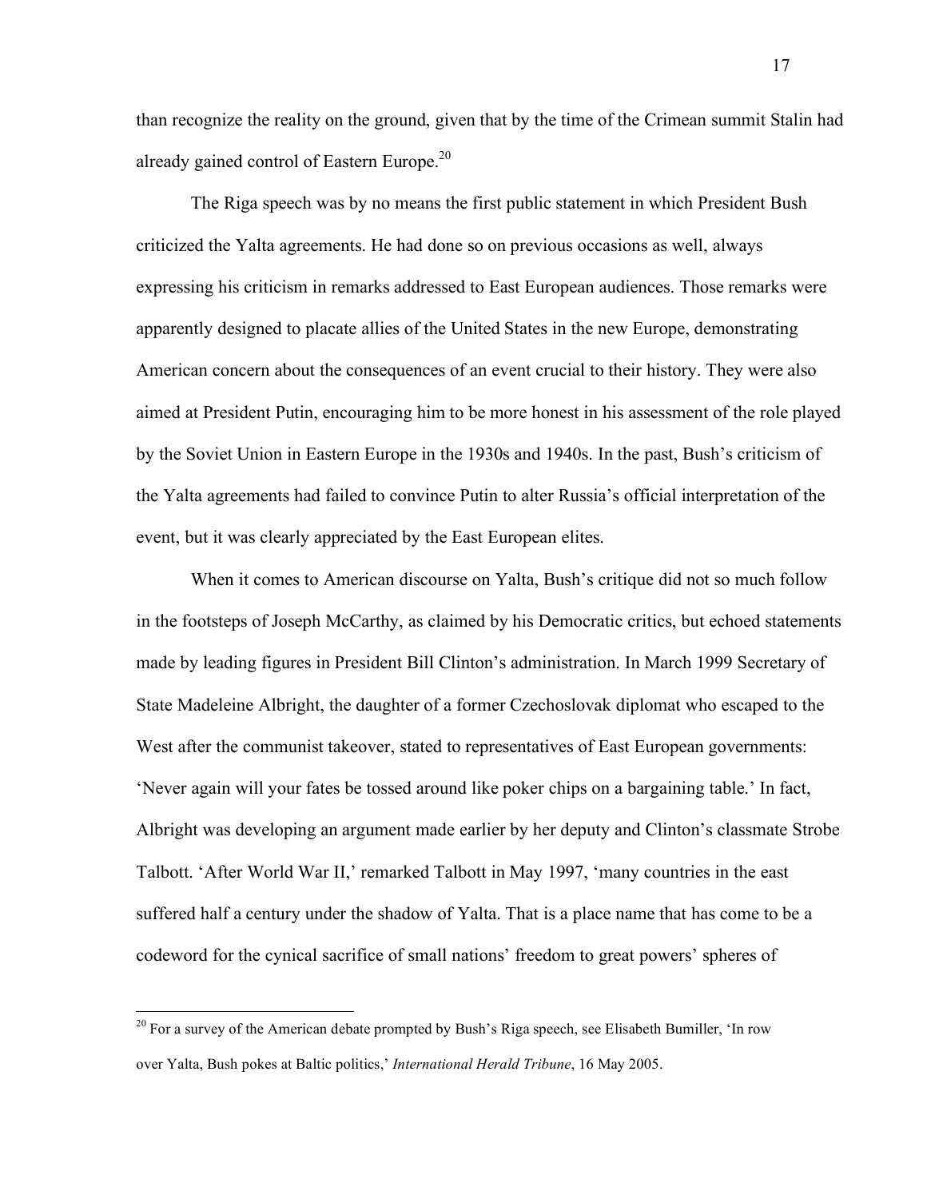than recognize the reality on the ground, given that by the time of the Crimean summit Stalin had already gained control of Eastern Europe.[20]

The Riga speech was by no means the first public statement in which President Bush criticized the Yalta agreements. He had done so on previous occasions as well, always expressing his criticism in remarks addressed to East European audiences. Those remarks were apparently designed to placate allies of the United States in the new Europe, demonstrating American concern about the consequences of an event crucial to their history. They were also aimed at President Putin, encouraging him to be more honest in his assessment of the role played by the Soviet Union in Eastern Europe in the 1930s and 1940s. In the past, Bush's criticism of the Yalta agreements had failed to convince Putin to alter Russia's official interpretation of the event, but it was clearly appreciated by the East European elites.

When it comes to American discourse on Yalta, Bush's critique did not so much follow in the footsteps of Joseph McCarthy, as claimed by his Democratic critics, but echoed statements made by leading figures in President Bill Clinton's administration. In March 1999 Secretary of State Madeleine Albright, the daughter of a former Czechoslovak diplomat who escaped to the West after the communist takeover, stated to representatives of East European governments: 'Never again will your fates be tossed around like poker chips on a bargaining table.' In fact, Albright was developing an argument made earlier by her deputy and Clinton's classmate Strobe Talbott. 'After World War II,' remarked Talbott in May 1997, 'many countries in the east suffered half a century under the shadow of Yalta. That is a place name that has come to be a codeword for the cynical sacrifice of small nations' freedom to great powers' spheres of

---

[20] For a survey of the American debate prompted by Bush's Riga speech, see Elisabeth Bumiller, 'In row over Yalta, Bush pokes at Baltic politics,' *International Herald Tribune*, 16 May 2005.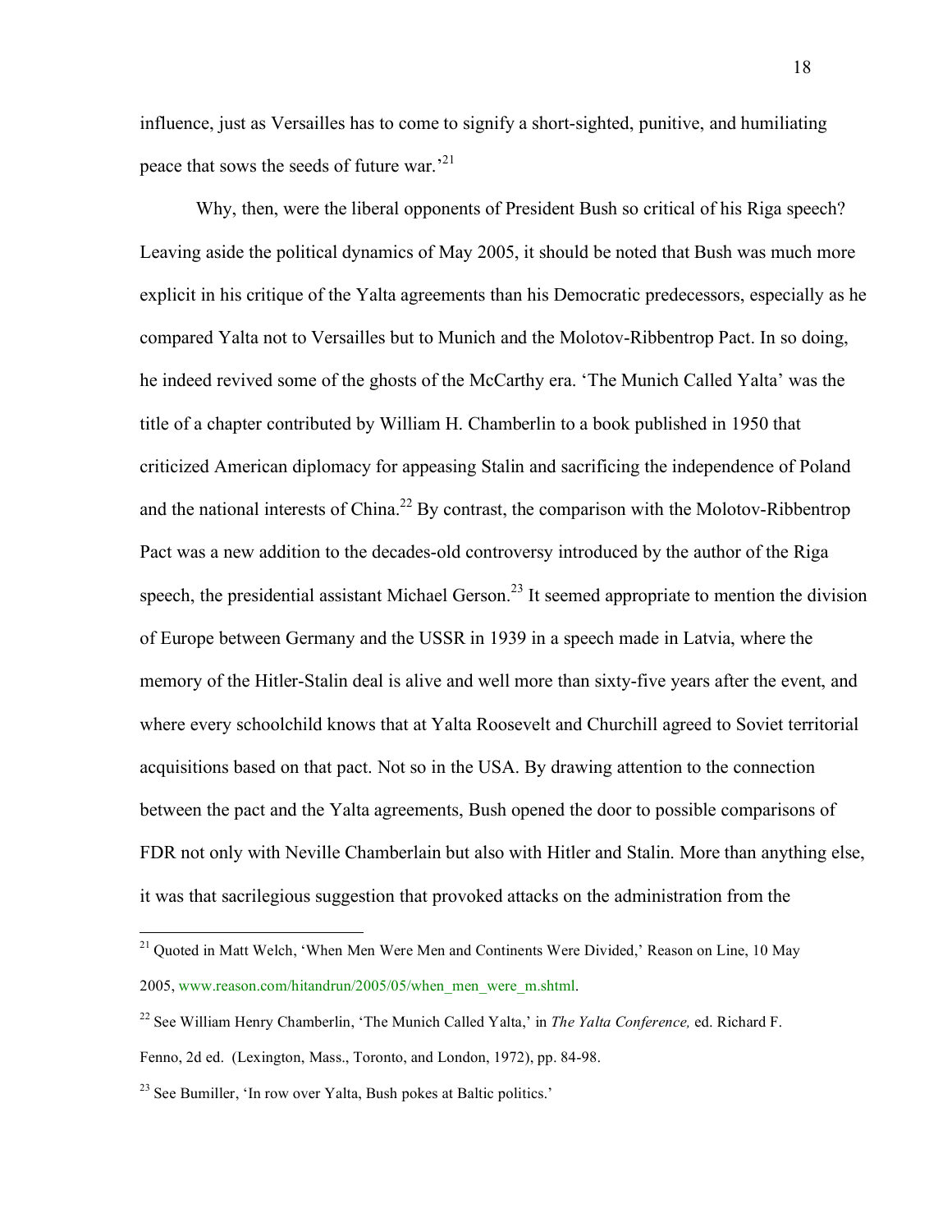influence, just as Versailles has to come to signify a short-sighted, punitive, and humiliating peace that sows the seeds of future war.'[21]

Why, then, were the liberal opponents of President Bush so critical of his Riga speech? Leaving aside the political dynamics of May 2005, it should be noted that Bush was much more explicit in his critique of the Yalta agreements than his Democratic predecessors, especially as he compared Yalta not to Versailles but to Munich and the Molotov-Ribbentrop Pact. In so doing, he indeed revived some of the ghosts of the McCarthy era. 'The Munich Called Yalta' was the title of a chapter contributed by William H. Chamberlin to a book published in 1950 that criticized American diplomacy for appeasing Stalin and sacrificing the independence of Poland and the national interests of China.[22] By contrast, the comparison with the Molotov-Ribbentrop Pact was a new addition to the decades-old controversy introduced by the author of the Riga speech, the presidential assistant Michael Gerson.[23] It seemed appropriate to mention the division of Europe between Germany and the USSR in 1939 in a speech made in Latvia, where the memory of the Hitler-Stalin deal is alive and well more than sixty-five years after the event, and where every schoolchild knows that at Yalta Roosevelt and Churchill agreed to Soviet territorial acquisitions based on that pact. Not so in the USA. By drawing attention to the connection between the pact and the Yalta agreements, Bush opened the door to possible comparisons of FDR not only with Neville Chamberlain but also with Hitler and Stalin. More than anything else, it was that sacrilegious suggestion that provoked attacks on the administration from the

[21] Quoted in Matt Welch, 'When Men Were Men and Continents Were Divided,' Reason on Line, 10 May 2005, www.reason.com/hitandrun/2005/05/when_men_were_m.shtml.

[22] See William Henry Chamberlin, 'The Munich Called Yalta,' in *The Yalta Conference,* ed. Richard F. Fenno, 2d ed. (Lexington, Mass., Toronto, and London, 1972), pp. 84-98.

[23] See Bumiller, 'In row over Yalta, Bush pokes at Baltic politics.'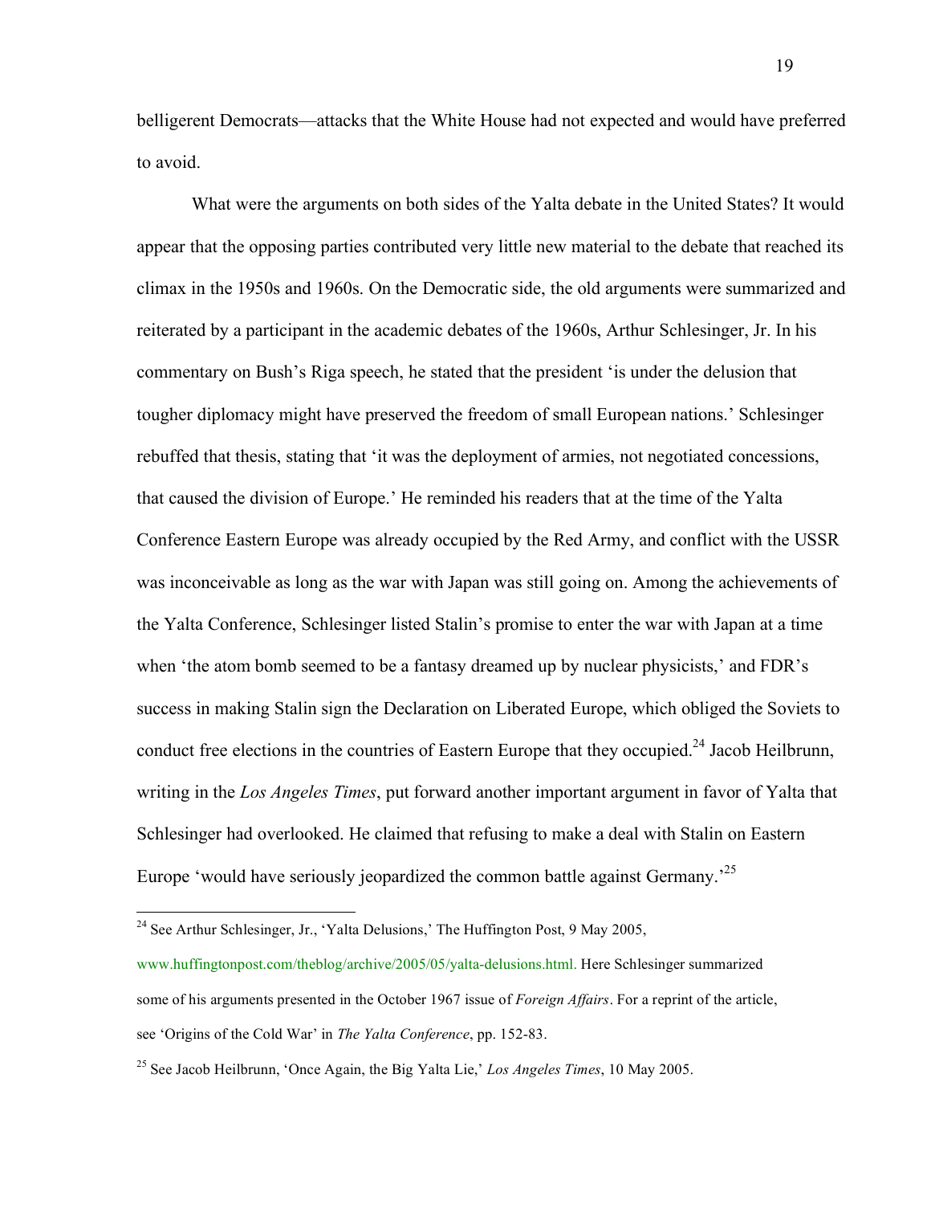belligerent Democrats—attacks that the White House had not expected and would have preferred to avoid.

What were the arguments on both sides of the Yalta debate in the United States? It would appear that the opposing parties contributed very little new material to the debate that reached its climax in the 1950s and 1960s. On the Democratic side, the old arguments were summarized and reiterated by a participant in the academic debates of the 1960s, Arthur Schlesinger, Jr. In his commentary on Bush's Riga speech, he stated that the president 'is under the delusion that tougher diplomacy might have preserved the freedom of small European nations.' Schlesinger rebuffed that thesis, stating that 'it was the deployment of armies, not negotiated concessions, that caused the division of Europe.' He reminded his readers that at the time of the Yalta Conference Eastern Europe was already occupied by the Red Army, and conflict with the USSR was inconceivable as long as the war with Japan was still going on. Among the achievements of the Yalta Conference, Schlesinger listed Stalin's promise to enter the war with Japan at a time when 'the atom bomb seemed to be a fantasy dreamed up by nuclear physicists,' and FDR's success in making Stalin sign the Declaration on Liberated Europe, which obliged the Soviets to conduct free elections in the countries of Eastern Europe that they occupied.[24] Jacob Heilbrunn, writing in the *Los Angeles Times*, put forward another important argument in favor of Yalta that Schlesinger had overlooked. He claimed that refusing to make a deal with Stalin on Eastern Europe 'would have seriously jeopardized the common battle against Germany.'[25]

---

[24] See Arthur Schlesinger, Jr., 'Yalta Delusions,' The Huffington Post, 9 May 2005, www.huffingtonpost.com/theblog/archive/2005/05/yalta-delusions.html. Here Schlesinger summarized some of his arguments presented in the October 1967 issue of *Foreign Affairs*. For a reprint of the article, see 'Origins of the Cold War' in *The Yalta Conference*, pp. 152-83.

[25] See Jacob Heilbrunn, 'Once Again, the Big Yalta Lie,' *Los Angeles Times*, 10 May 2005.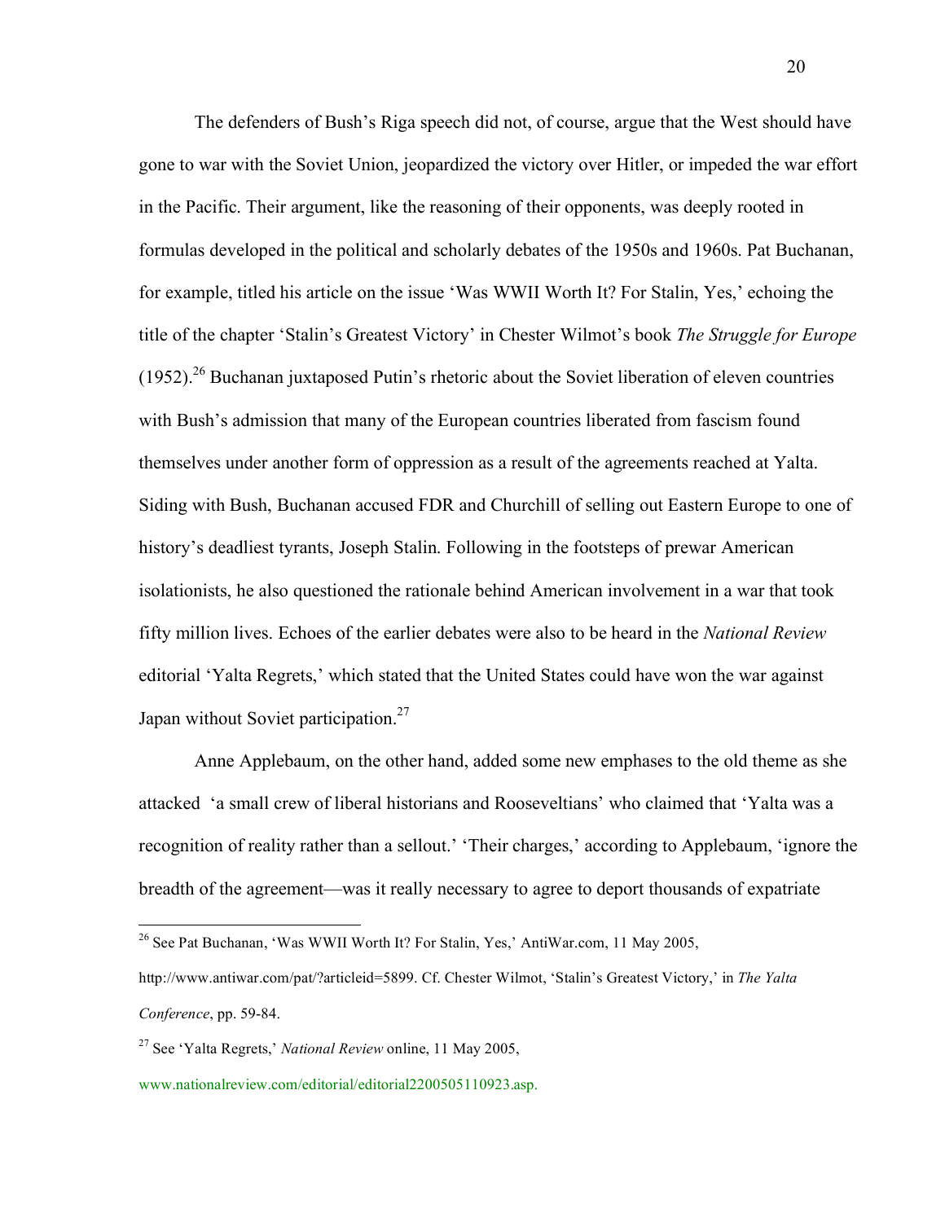The defenders of Bush's Riga speech did not, of course, argue that the West should have gone to war with the Soviet Union, jeopardized the victory over Hitler, or impeded the war effort in the Pacific. Their argument, like the reasoning of their opponents, was deeply rooted in formulas developed in the political and scholarly debates of the 1950s and 1960s. Pat Buchanan, for example, titled his article on the issue 'Was WWII Worth It? For Stalin, Yes,' echoing the title of the chapter 'Stalin's Greatest Victory' in Chester Wilmot's book *The Struggle for Europe* (1952).[26] Buchanan juxtaposed Putin's rhetoric about the Soviet liberation of eleven countries with Bush's admission that many of the European countries liberated from fascism found themselves under another form of oppression as a result of the agreements reached at Yalta. Siding with Bush, Buchanan accused FDR and Churchill of selling out Eastern Europe to one of history's deadliest tyrants, Joseph Stalin. Following in the footsteps of prewar American isolationists, he also questioned the rationale behind American involvement in a war that took fifty million lives. Echoes of the earlier debates were also to be heard in the *National Review* editorial 'Yalta Regrets,' which stated that the United States could have won the war against Japan without Soviet participation.[27]

Anne Applebaum, on the other hand, added some new emphases to the old theme as she attacked 'a small crew of liberal historians and Rooseveltians' who claimed that 'Yalta was a recognition of reality rather than a sellout.' 'Their charges,' according to Applebaum, 'ignore the breadth of the agreement—was it really necessary to agree to deport thousands of expatriate

---

[26] See Pat Buchanan, 'Was WWII Worth It? For Stalin, Yes,' AntiWar.com, 11 May 2005, http://www.antiwar.com/pat/?articleid=5899. Cf. Chester Wilmot, 'Stalin's Greatest Victory,' in *The Yalta Conference*, pp. 59-84.

[27] See 'Yalta Regrets,' *National Review* online, 11 May 2005, www.nationalreview.com/editorial/editorial200505110923.asp.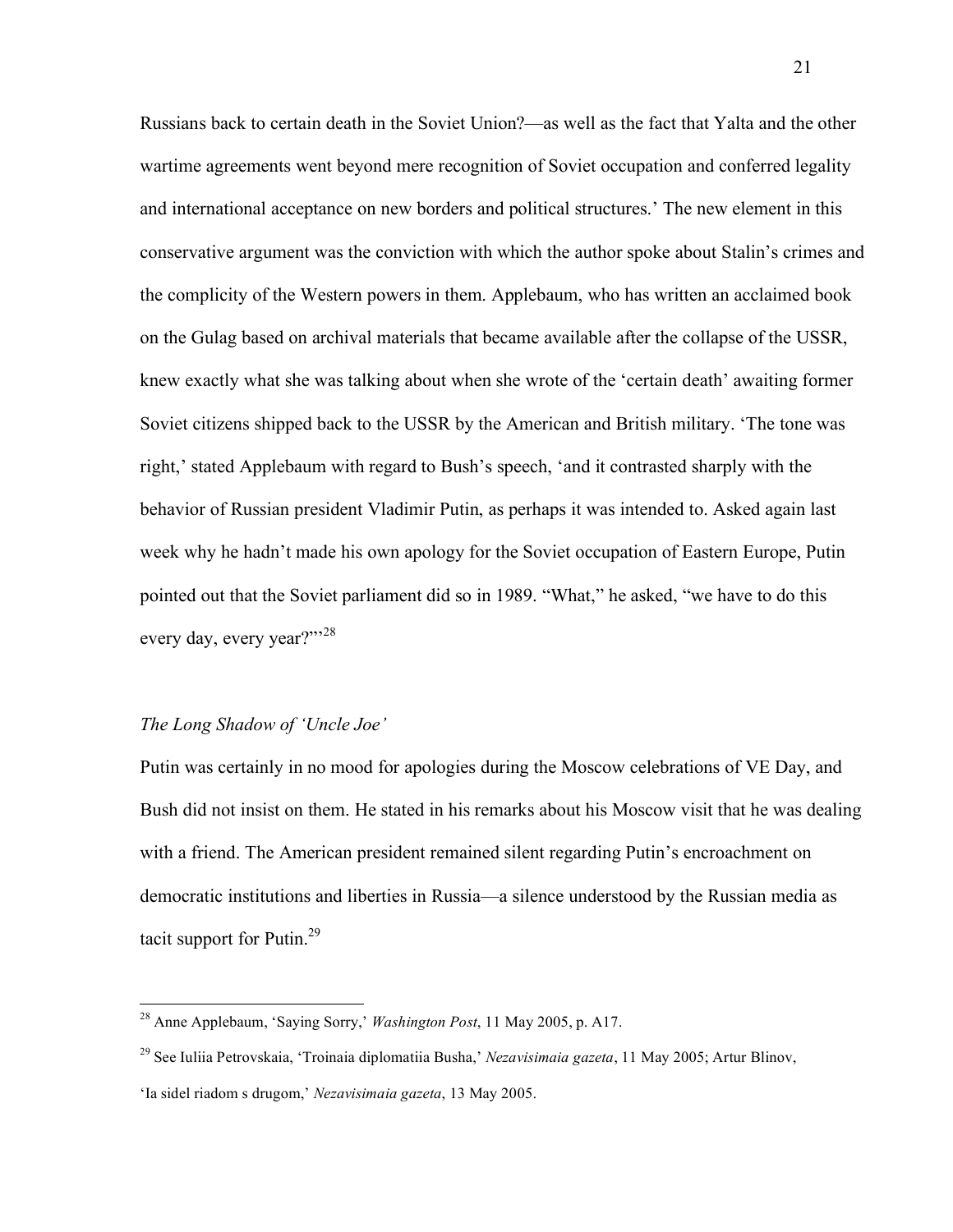Russians back to certain death in the Soviet Union?—as well as the fact that Yalta and the other wartime agreements went beyond mere recognition of Soviet occupation and conferred legality and international acceptance on new borders and political structures.' The new element in this conservative argument was the conviction with which the author spoke about Stalin's crimes and the complicity of the Western powers in them. Applebaum, who has written an acclaimed book on the Gulag based on archival materials that became available after the collapse of the USSR, knew exactly what she was talking about when she wrote of the 'certain death' awaiting former Soviet citizens shipped back to the USSR by the American and British military. 'The tone was right,' stated Applebaum with regard to Bush's speech, 'and it contrasted sharply with the behavior of Russian president Vladimir Putin, as perhaps it was intended to. Asked again last week why he hadn't made his own apology for the Soviet occupation of Eastern Europe, Putin pointed out that the Soviet parliament did so in 1989. "What," he asked, "we have to do this every day, every year?"'[28]

## *The Long Shadow of 'Uncle Joe'*

Putin was certainly in no mood for apologies during the Moscow celebrations of VE Day, and Bush did not insist on them. He stated in his remarks about his Moscow visit that he was dealing with a friend. The American president remained silent regarding Putin's encroachment on democratic institutions and liberties in Russia—a silence understood by the Russian media as tacit support for Putin.[29]

---

[28] Anne Applebaum, 'Saying Sorry,' *Washington Post*, 11 May 2005, p. A17.

[29] See Iuliia Petrovskaia, 'Troinaia diplomatiia Busha,' *Nezavisimaia gazeta*, 11 May 2005; Artur Blinov, 'Ia sidel riadom s drugom,' *Nezavisimaia gazeta*, 13 May 2005.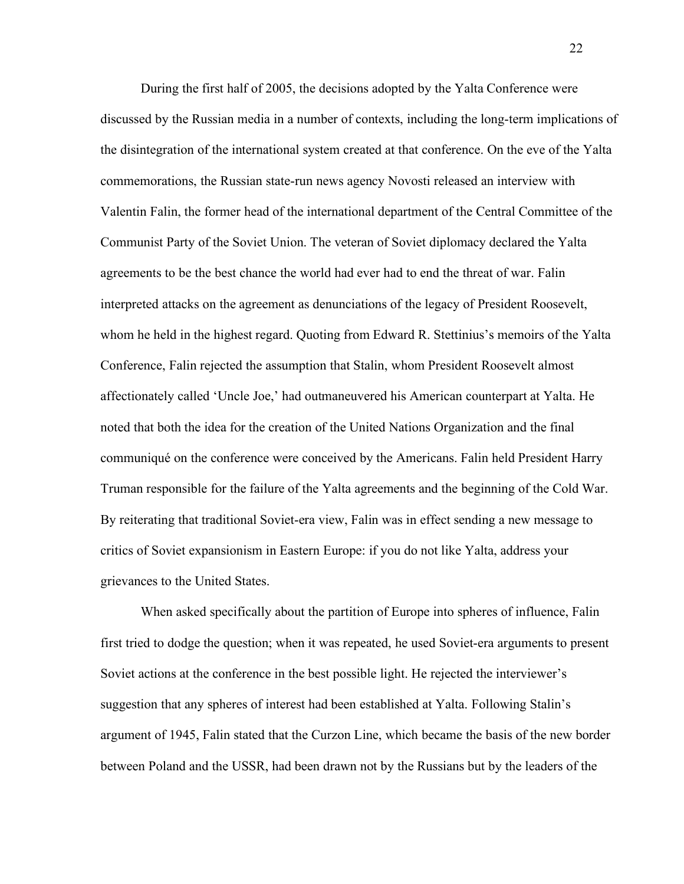During the first half of 2005, the decisions adopted by the Yalta Conference were discussed by the Russian media in a number of contexts, including the long-term implications of the disintegration of the international system created at that conference. On the eve of the Yalta commemorations, the Russian state-run news agency Novosti released an interview with Valentin Falin, the former head of the international department of the Central Committee of the Communist Party of the Soviet Union. The veteran of Soviet diplomacy declared the Yalta agreements to be the best chance the world had ever had to end the threat of war. Falin interpreted attacks on the agreement as denunciations of the legacy of President Roosevelt, whom he held in the highest regard. Quoting from Edward R. Stettinius's memoirs of the Yalta Conference, Falin rejected the assumption that Stalin, whom President Roosevelt almost affectionately called 'Uncle Joe,' had outmaneuvered his American counterpart at Yalta. He noted that both the idea for the creation of the United Nations Organization and the final communiqué on the conference were conceived by the Americans. Falin held President Harry Truman responsible for the failure of the Yalta agreements and the beginning of the Cold War. By reiterating that traditional Soviet-era view, Falin was in effect sending a new message to critics of Soviet expansionism in Eastern Europe: if you do not like Yalta, address your grievances to the United States.

When asked specifically about the partition of Europe into spheres of influence, Falin first tried to dodge the question; when it was repeated, he used Soviet-era arguments to present Soviet actions at the conference in the best possible light. He rejected the interviewer's suggestion that any spheres of interest had been established at Yalta. Following Stalin's argument of 1945, Falin stated that the Curzon Line, which became the basis of the new border between Poland and the USSR, had been drawn not by the Russians but by the leaders of the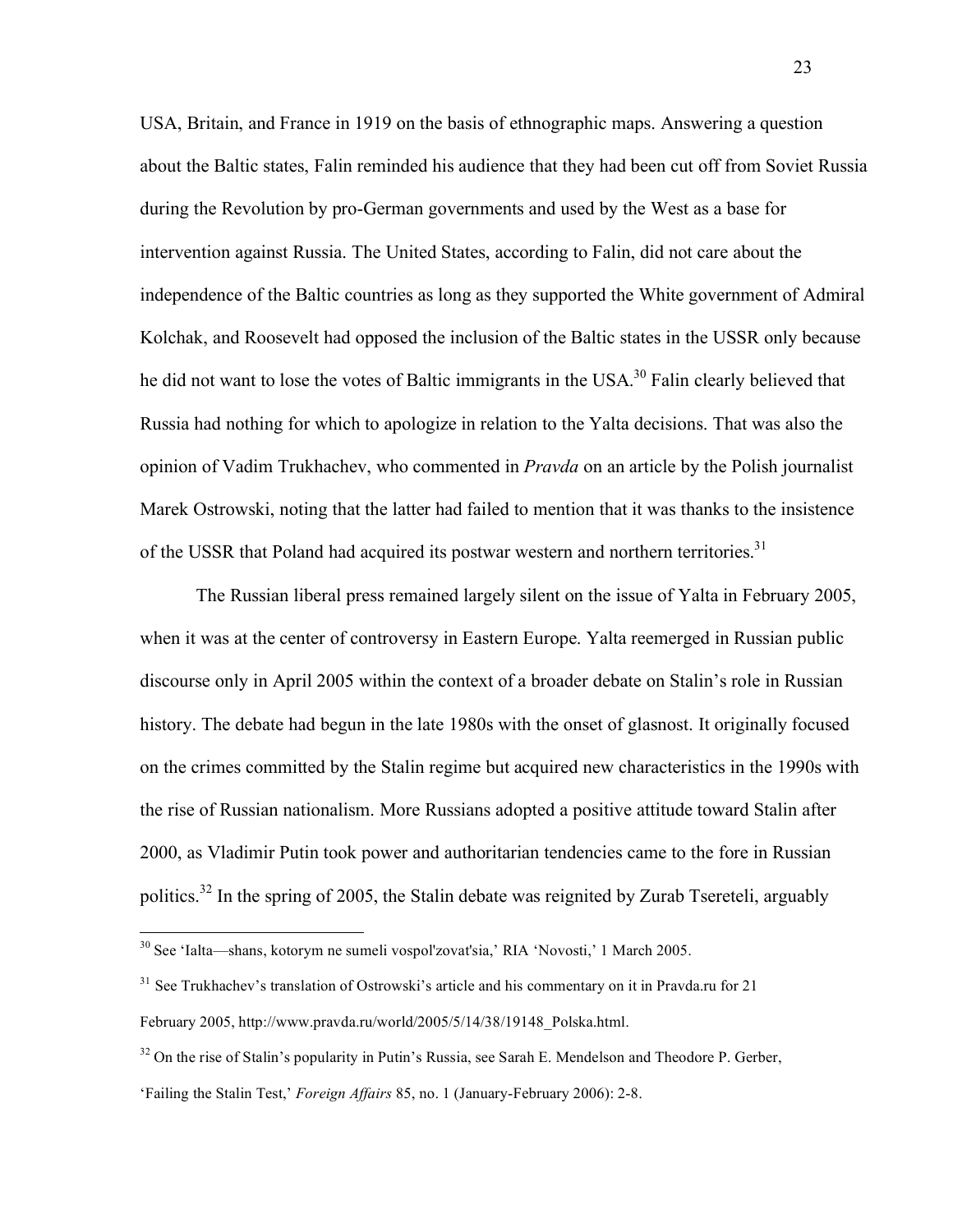USA, Britain, and France in 1919 on the basis of ethnographic maps. Answering a question about the Baltic states, Falin reminded his audience that they had been cut off from Soviet Russia during the Revolution by pro-German governments and used by the West as a base for intervention against Russia. The United States, according to Falin, did not care about the independence of the Baltic countries as long as they supported the White government of Admiral Kolchak, and Roosevelt had opposed the inclusion of the Baltic states in the USSR only because he did not want to lose the votes of Baltic immigrants in the USA.[30] Falin clearly believed that Russia had nothing for which to apologize in relation to the Yalta decisions. That was also the opinion of Vadim Trukhachev, who commented in *Pravda* on an article by the Polish journalist Marek Ostrowski, noting that the latter had failed to mention that it was thanks to the insistence of the USSR that Poland had acquired its postwar western and northern territories.[31]

The Russian liberal press remained largely silent on the issue of Yalta in February 2005, when it was at the center of controversy in Eastern Europe. Yalta reemerged in Russian public discourse only in April 2005 within the context of a broader debate on Stalin's role in Russian history. The debate had begun in the late 1980s with the onset of glasnost. It originally focused on the crimes committed by the Stalin regime but acquired new characteristics in the 1990s with the rise of Russian nationalism. More Russians adopted a positive attitude toward Stalin after 2000, as Vladimir Putin took power and authoritarian tendencies came to the fore in Russian politics.[32] In the spring of 2005, the Stalin debate was reignited by Zurab Tsereteli, arguably

---

[30] See 'Ialta—shans, kotorym ne sumeli vospol'zovat'sia,' RIA 'Novosti,' 1 March 2005.

[31] See Trukhachev's translation of Ostrowski's article and his commentary on it in Pravda.ru for 21 February 2005, http://www.pravda.ru/world/2005/5/14/38/19148_Polska.html.

[32] On the rise of Stalin's popularity in Putin's Russia, see Sarah E. Mendelson and Theodore P. Gerber, 'Failing the Stalin Test,' *Foreign Affairs* 85, no. 1 (January-February 2006): 2-8.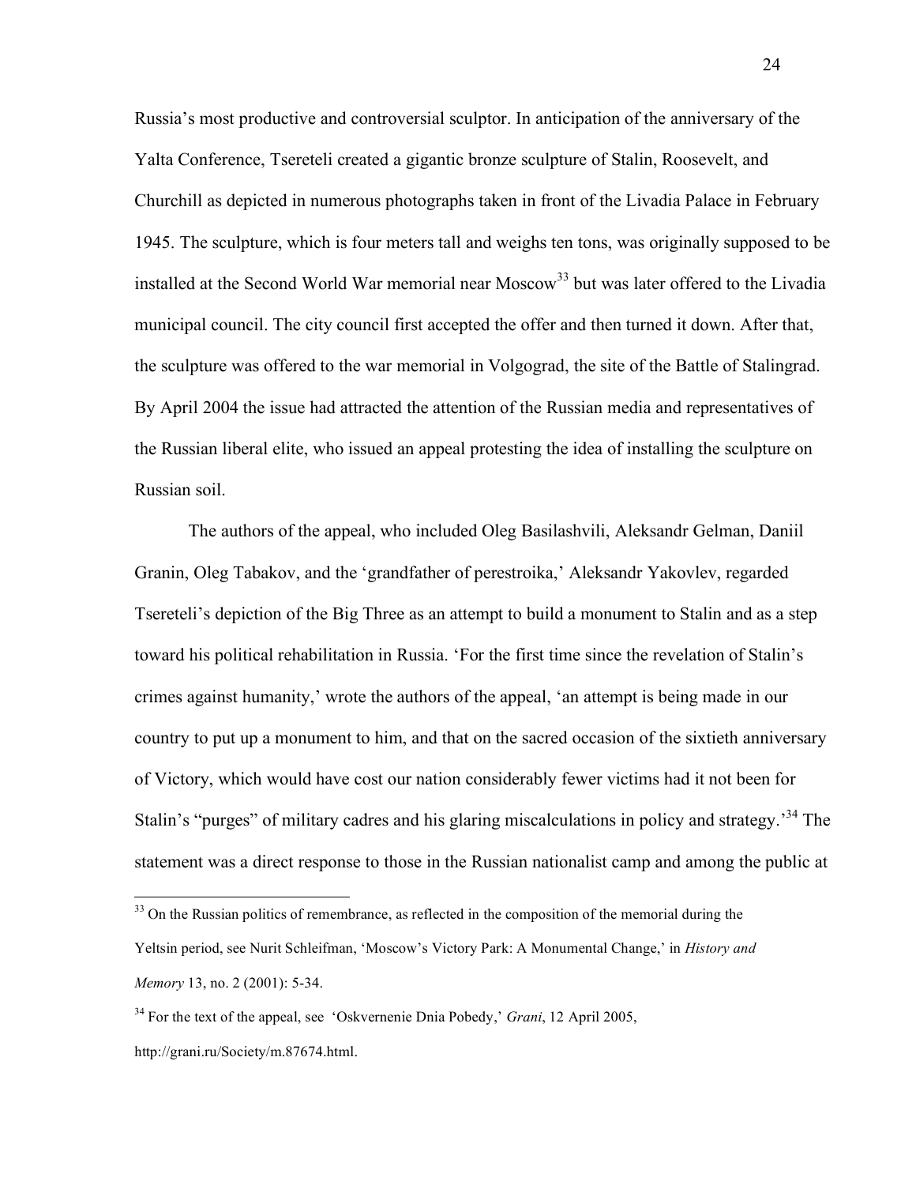Russia's most productive and controversial sculptor. In anticipation of the anniversary of the Yalta Conference, Tsereteli created a gigantic bronze sculpture of Stalin, Roosevelt, and Churchill as depicted in numerous photographs taken in front of the Livadia Palace in February 1945. The sculpture, which is four meters tall and weighs ten tons, was originally supposed to be installed at the Second World War memorial near Moscow[33] but was later offered to the Livadia municipal council. The city council first accepted the offer and then turned it down. After that, the sculpture was offered to the war memorial in Volgograd, the site of the Battle of Stalingrad. By April 2004 the issue had attracted the attention of the Russian media and representatives of the Russian liberal elite, who issued an appeal protesting the idea of installing the sculpture on Russian soil.

The authors of the appeal, who included Oleg Basilashvili, Aleksandr Gelman, Daniil Granin, Oleg Tabakov, and the 'grandfather of perestroika,' Aleksandr Yakovlev, regarded Tsereteli's depiction of the Big Three as an attempt to build a monument to Stalin and as a step toward his political rehabilitation in Russia. 'For the first time since the revelation of Stalin's crimes against humanity,' wrote the authors of the appeal, 'an attempt is being made in our country to put up a monument to him, and that on the sacred occasion of the sixtieth anniversary of Victory, which would have cost our nation considerably fewer victims had it not been for Stalin's "purges" of military cadres and his glaring miscalculations in policy and strategy.'[34] The statement was a direct response to those in the Russian nationalist camp and among the public at

---

[33] On the Russian politics of remembrance, as reflected in the composition of the memorial during the Yeltsin period, see Nurit Schleifman, 'Moscow's Victory Park: A Monumental Change,' in *History and Memory* 13, no. 2 (2001): 5-34.

[34] For the text of the appeal, see 'Oskvernenie Dnia Pobedy,' *Grani*, 12 April 2005, http://grani.ru/Society/m.87674.html.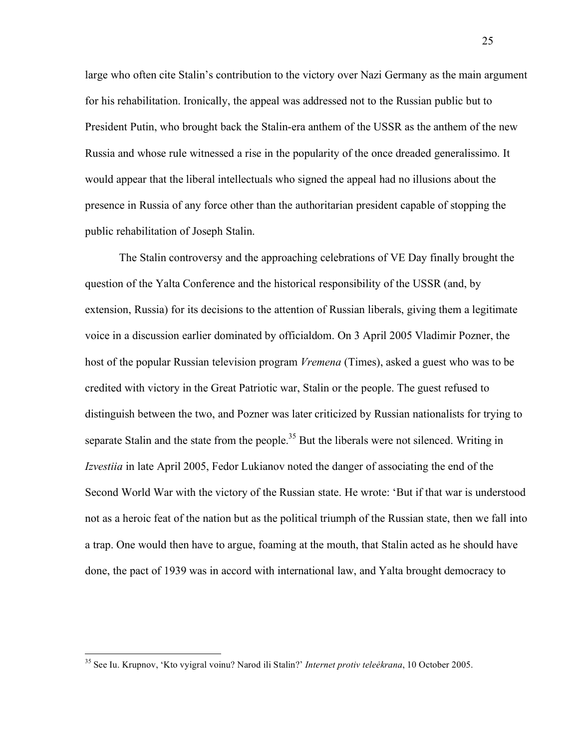large who often cite Stalin's contribution to the victory over Nazi Germany as the main argument for his rehabilitation. Ironically, the appeal was addressed not to the Russian public but to President Putin, who brought back the Stalin-era anthem of the USSR as the anthem of the new Russia and whose rule witnessed a rise in the popularity of the once dreaded generalissimo. It would appear that the liberal intellectuals who signed the appeal had no illusions about the presence in Russia of any force other than the authoritarian president capable of stopping the public rehabilitation of Joseph Stalin.

The Stalin controversy and the approaching celebrations of VE Day finally brought the question of the Yalta Conference and the historical responsibility of the USSR (and, by extension, Russia) for its decisions to the attention of Russian liberals, giving them a legitimate voice in a discussion earlier dominated by officialdom. On 3 April 2005 Vladimir Pozner, the host of the popular Russian television program *Vremena* (Times), asked a guest who was to be credited with victory in the Great Patriotic war, Stalin or the people. The guest refused to distinguish between the two, and Pozner was later criticized by Russian nationalists for trying to separate Stalin and the state from the people.[35] But the liberals were not silenced. Writing in *Izvestiia* in late April 2005, Fedor Lukianov noted the danger of associating the end of the Second World War with the victory of the Russian state. He wrote: 'But if that war is understood not as a heroic feat of the nation but as the political triumph of the Russian state, then we fall into a trap. One would then have to argue, foaming at the mouth, that Stalin acted as he should have done, the pact of 1939 was in accord with international law, and Yalta brought democracy to

[35] See Iu. Krupnov, 'Kto vyigral voinu? Narod ili Stalin?' *Internet protiv teleėkrana*, 10 October 2005.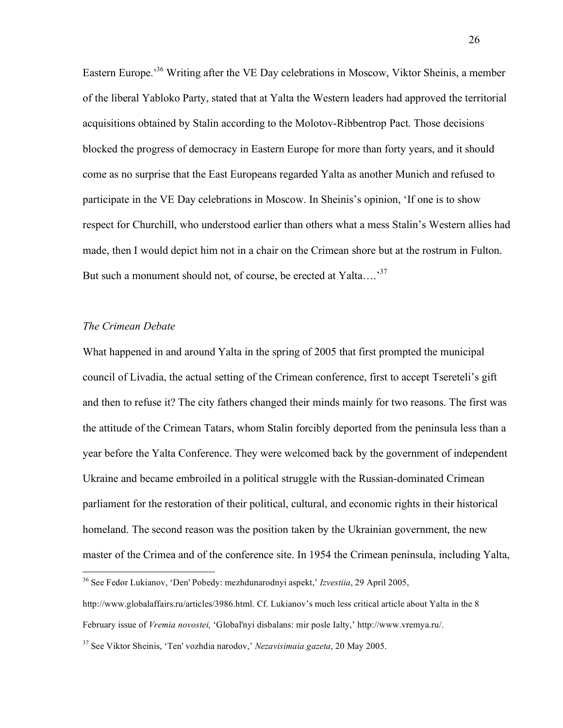Eastern Europe.'[36] Writing after the VE Day celebrations in Moscow, Viktor Sheinis, a member of the liberal Yabloko Party, stated that at Yalta the Western leaders had approved the territorial acquisitions obtained by Stalin according to the Molotov-Ribbentrop Pact. Those decisions blocked the progress of democracy in Eastern Europe for more than forty years, and it should come as no surprise that the East Europeans regarded Yalta as another Munich and refused to participate in the VE Day celebrations in Moscow. In Sheinis's opinion, 'If one is to show respect for Churchill, who understood earlier than others what a mess Stalin's Western allies had made, then I would depict him not in a chair on the Crimean shore but at the rostrum in Fulton. But such a monument should not, of course, be erected at Yalta….'[37]

*The Crimean Debate*

What happened in and around Yalta in the spring of 2005 that first prompted the municipal council of Livadia, the actual setting of the Crimean conference, first to accept Tsereteli's gift and then to refuse it? The city fathers changed their minds mainly for two reasons. The first was the attitude of the Crimean Tatars, whom Stalin forcibly deported from the peninsula less than a year before the Yalta Conference. They were welcomed back by the government of independent Ukraine and became embroiled in a political struggle with the Russian-dominated Crimean parliament for the restoration of their political, cultural, and economic rights in their historical homeland. The second reason was the position taken by the Ukrainian government, the new master of the Crimea and of the conference site. In 1954 the Crimean peninsula, including Yalta,

---

[36] See Fedor Lukianov, 'Den' Pobedy: mezhdunarodnyi aspekt,' *Izvestiia*, 29 April 2005, http://www.globalaffairs.ru/articles/3986.html. Cf. Lukianov's much less critical article about Yalta in the 8 February issue of *Vremia novostei,* 'Global'nyi disbalans: mir posle Ialty,' http://www.vremya.ru/.

[37] See Viktor Sheinis, 'Ten' vozhdia narodov,' *Nezavisimaia gazeta*, 20 May 2005.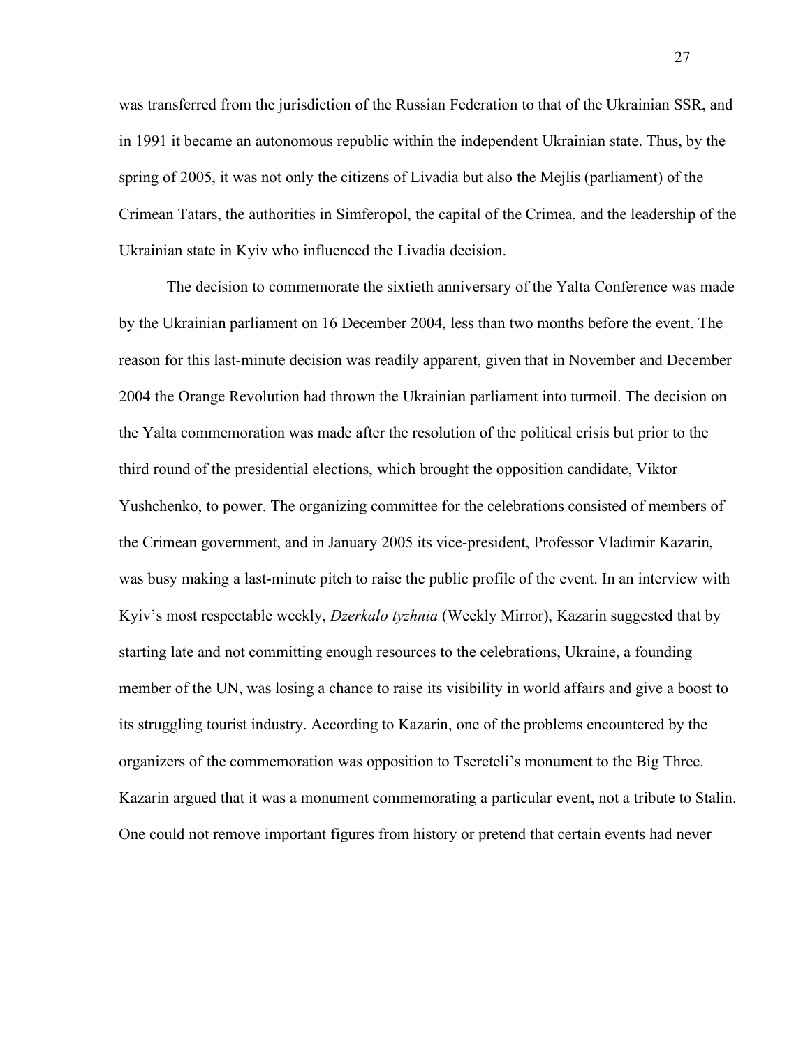was transferred from the jurisdiction of the Russian Federation to that of the Ukrainian SSR, and in 1991 it became an autonomous republic within the independent Ukrainian state. Thus, by the spring of 2005, it was not only the citizens of Livadia but also the Mejlis (parliament) of the Crimean Tatars, the authorities in Simferopol, the capital of the Crimea, and the leadership of the Ukrainian state in Kyiv who influenced the Livadia decision.

The decision to commemorate the sixtieth anniversary of the Yalta Conference was made by the Ukrainian parliament on 16 December 2004, less than two months before the event. The reason for this last-minute decision was readily apparent, given that in November and December 2004 the Orange Revolution had thrown the Ukrainian parliament into turmoil. The decision on the Yalta commemoration was made after the resolution of the political crisis but prior to the third round of the presidential elections, which brought the opposition candidate, Viktor Yushchenko, to power. The organizing committee for the celebrations consisted of members of the Crimean government, and in January 2005 its vice-president, Professor Vladimir Kazarin, was busy making a last-minute pitch to raise the public profile of the event. In an interview with Kyiv's most respectable weekly, *Dzerkalo tyzhnia* (Weekly Mirror), Kazarin suggested that by starting late and not committing enough resources to the celebrations, Ukraine, a founding member of the UN, was losing a chance to raise its visibility in world affairs and give a boost to its struggling tourist industry. According to Kazarin, one of the problems encountered by the organizers of the commemoration was opposition to Tsereteli's monument to the Big Three. Kazarin argued that it was a monument commemorating a particular event, not a tribute to Stalin. One could not remove important figures from history or pretend that certain events had never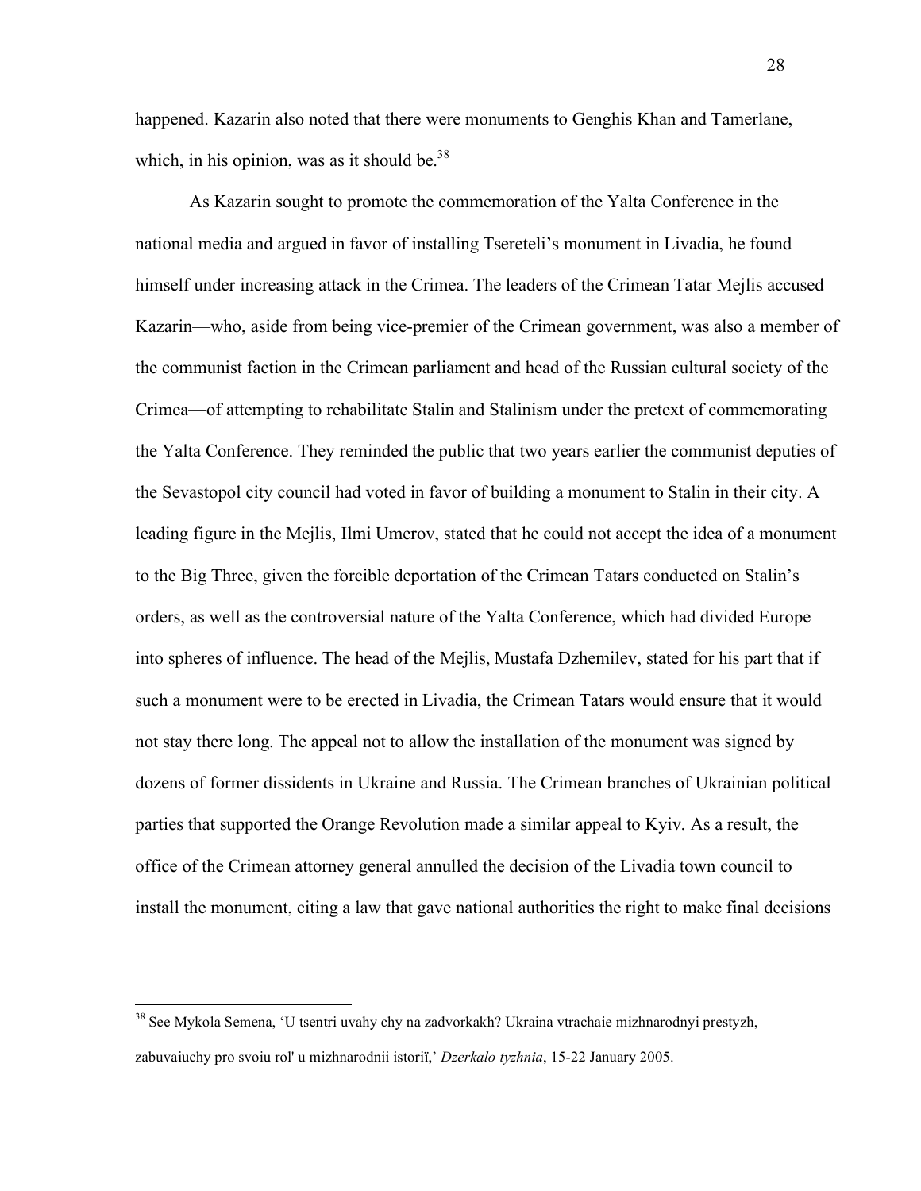happened. Kazarin also noted that there were monuments to Genghis Khan and Tamerlane, which, in his opinion, was as it should be.[38]

As Kazarin sought to promote the commemoration of the Yalta Conference in the national media and argued in favor of installing Tsereteli's monument in Livadia, he found himself under increasing attack in the Crimea. The leaders of the Crimean Tatar Mejlis accused Kazarin—who, aside from being vice-premier of the Crimean government, was also a member of the communist faction in the Crimean parliament and head of the Russian cultural society of the Crimea—of attempting to rehabilitate Stalin and Stalinism under the pretext of commemorating the Yalta Conference. They reminded the public that two years earlier the communist deputies of the Sevastopol city council had voted in favor of building a monument to Stalin in their city. A leading figure in the Mejlis, Ilmi Umerov, stated that he could not accept the idea of a monument to the Big Three, given the forcible deportation of the Crimean Tatars conducted on Stalin's orders, as well as the controversial nature of the Yalta Conference, which had divided Europe into spheres of influence. The head of the Mejlis, Mustafa Dzhemilev, stated for his part that if such a monument were to be erected in Livadia, the Crimean Tatars would ensure that it would not stay there long. The appeal not to allow the installation of the monument was signed by dozens of former dissidents in Ukraine and Russia. The Crimean branches of Ukrainian political parties that supported the Orange Revolution made a similar appeal to Kyiv. As a result, the office of the Crimean attorney general annulled the decision of the Livadia town council to install the monument, citing a law that gave national authorities the right to make final decisions

---

[38] See Mykola Semena, 'U tsentri uvahy chy na zadvorkakh? Ukraina vtrachaie mizhnarodnyi prestyzh, zabuvaiuchy pro svoiu rol' u mizhnarodnii istoriï,' *Dzerkalo tyzhnia*, 15-22 January 2005.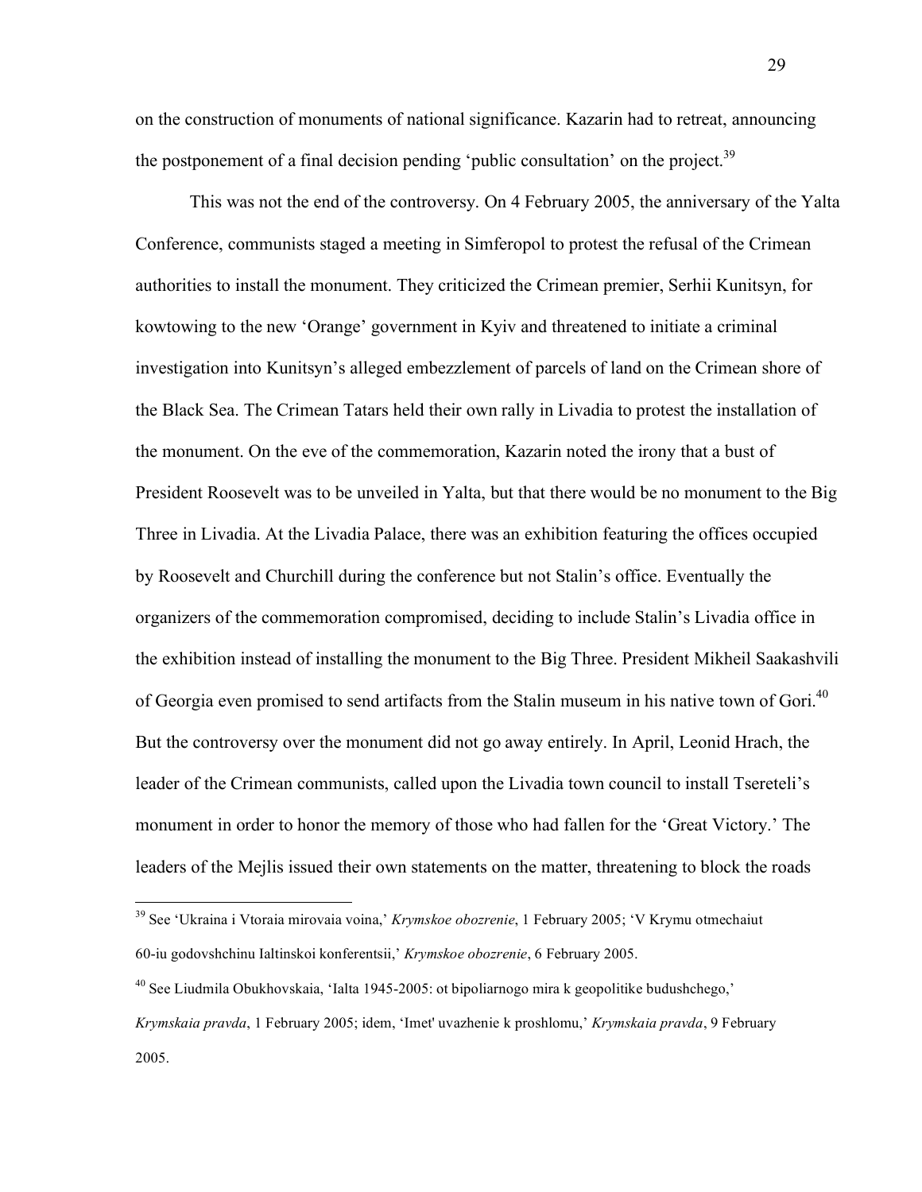on the construction of monuments of national significance. Kazarin had to retreat, announcing the postponement of a final decision pending 'public consultation' on the project.[39]

This was not the end of the controversy. On 4 February 2005, the anniversary of the Yalta Conference, communists staged a meeting in Simferopol to protest the refusal of the Crimean authorities to install the monument. They criticized the Crimean premier, Serhii Kunitsyn, for kowtowing to the new 'Orange' government in Kyiv and threatened to initiate a criminal investigation into Kunitsyn's alleged embezzlement of parcels of land on the Crimean shore of the Black Sea. The Crimean Tatars held their own rally in Livadia to protest the installation of the monument. On the eve of the commemoration, Kazarin noted the irony that a bust of President Roosevelt was to be unveiled in Yalta, but that there would be no monument to the Big Three in Livadia. At the Livadia Palace, there was an exhibition featuring the offices occupied by Roosevelt and Churchill during the conference but not Stalin's office. Eventually the organizers of the commemoration compromised, deciding to include Stalin's Livadia office in the exhibition instead of installing the monument to the Big Three. President Mikheil Saakashvili of Georgia even promised to send artifacts from the Stalin museum in his native town of Gori.[40] But the controversy over the monument did not go away entirely. In April, Leonid Hrach, the leader of the Crimean communists, called upon the Livadia town council to install Tsereteli's monument in order to honor the memory of those who had fallen for the 'Great Victory.' The leaders of the Mejlis issued their own statements on the matter, threatening to block the roads

---

[39] See 'Ukraina i Vtoraia mirovaia voina,' *Krymskoe obozrenie*, 1 February 2005; 'V Krymu otmechaiut 60-iu godovshchinu Ialtinskoi konferentsii,' *Krymskoe obozrenie*, 6 February 2005.

[40] See Liudmila Obukhovskaia, 'Ialta 1945-2005: ot bipoliarnogo mira k geopolitike budushchego,' *Krymskaia pravda*, 1 February 2005; idem, 'Imet' uvazhenie k proshlomu,' *Krymskaia pravda*, 9 February 2005.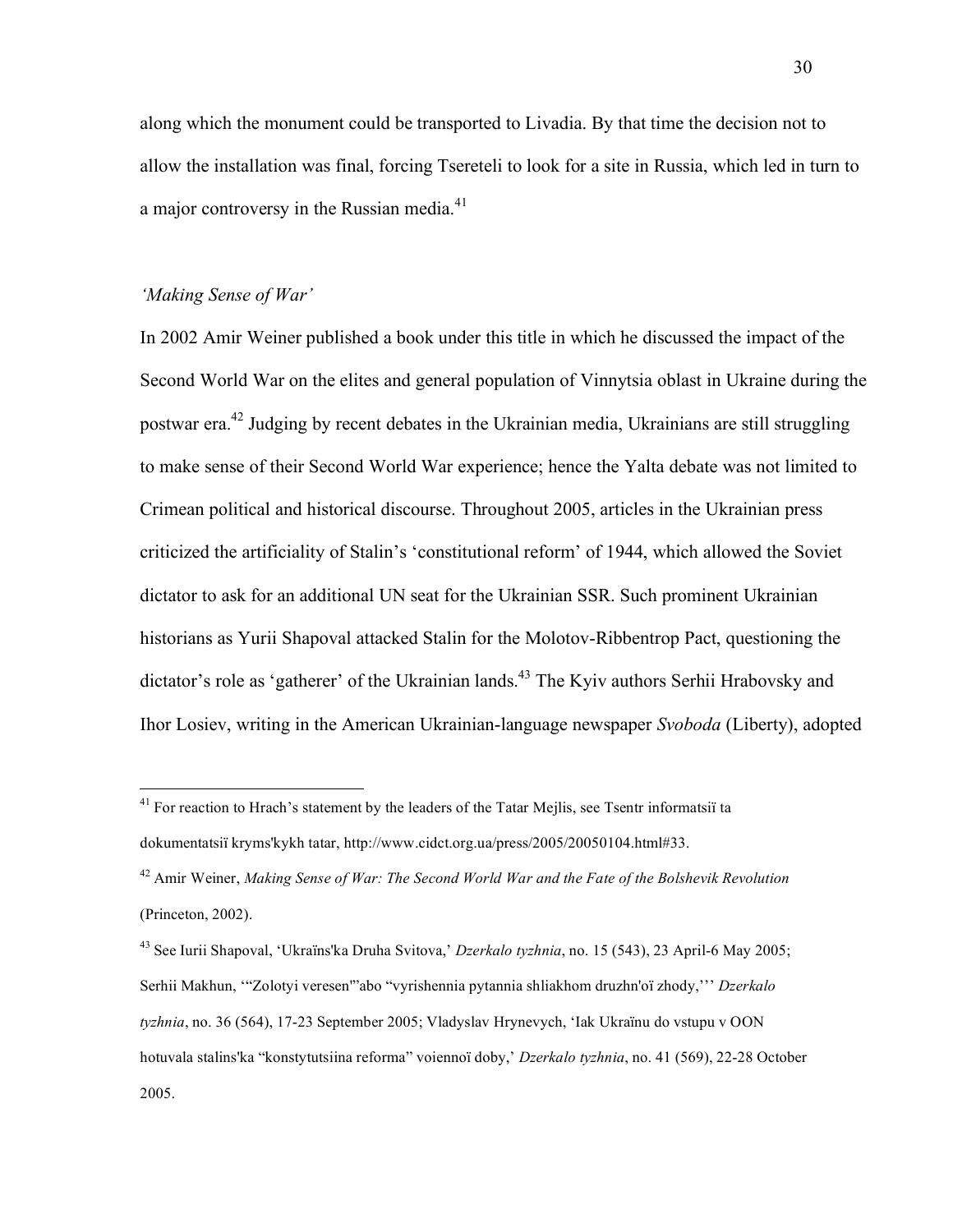along which the monument could be transported to Livadia. By that time the decision not to allow the installation was final, forcing Tsereteli to look for a site in Russia, which led in turn to a major controversy in the Russian media.[41]

*'Making Sense of War'*

In 2002 Amir Weiner published a book under this title in which he discussed the impact of the Second World War on the elites and general population of Vinnytsia oblast in Ukraine during the postwar era.[42] Judging by recent debates in the Ukrainian media, Ukrainians are still struggling to make sense of their Second World War experience; hence the Yalta debate was not limited to Crimean political and historical discourse. Throughout 2005, articles in the Ukrainian press criticized the artificiality of Stalin's 'constitutional reform' of 1944, which allowed the Soviet dictator to ask for an additional UN seat for the Ukrainian SSR. Such prominent Ukrainian historians as Yurii Shapoval attacked Stalin for the Molotov-Ribbentrop Pact, questioning the dictator's role as 'gatherer' of the Ukrainian lands.[43] The Kyiv authors Serhii Hrabovsky and Ihor Losiev, writing in the American Ukrainian-language newspaper *Svoboda* (Liberty), adopted

---

[41] For reaction to Hrach's statement by the leaders of the Tatar Mejlis, see Tsentr informatsiï ta dokumentatsiï kryms'kykh tatar, http://www.cidct.org.ua/press/2005/20050104.html#33.

[42] Amir Weiner, *Making Sense of War: The Second World War and the Fate of the Bolshevik Revolution* (Princeton, 2002).

[43] See Iurii Shapoval, 'Ukraïns'ka Druha Svitova,' *Dzerkalo tyzhnia*, no. 15 (543), 23 April-6 May 2005; Serhii Makhun, '"Zolotyi veresen'" abo "vyrishennia pytannia shliakhom druzhn'oï zhody,"' *Dzerkalo tyzhnia*, no. 36 (564), 17-23 September 2005; Vladyslav Hrynevych, 'Iak Ukraïnu do vstupu v OON hotuvala stalins'ka "konstytutsiina reforma" voiennoï doby,' *Dzerkalo tyzhnia*, no. 41 (569), 22-28 October 2005.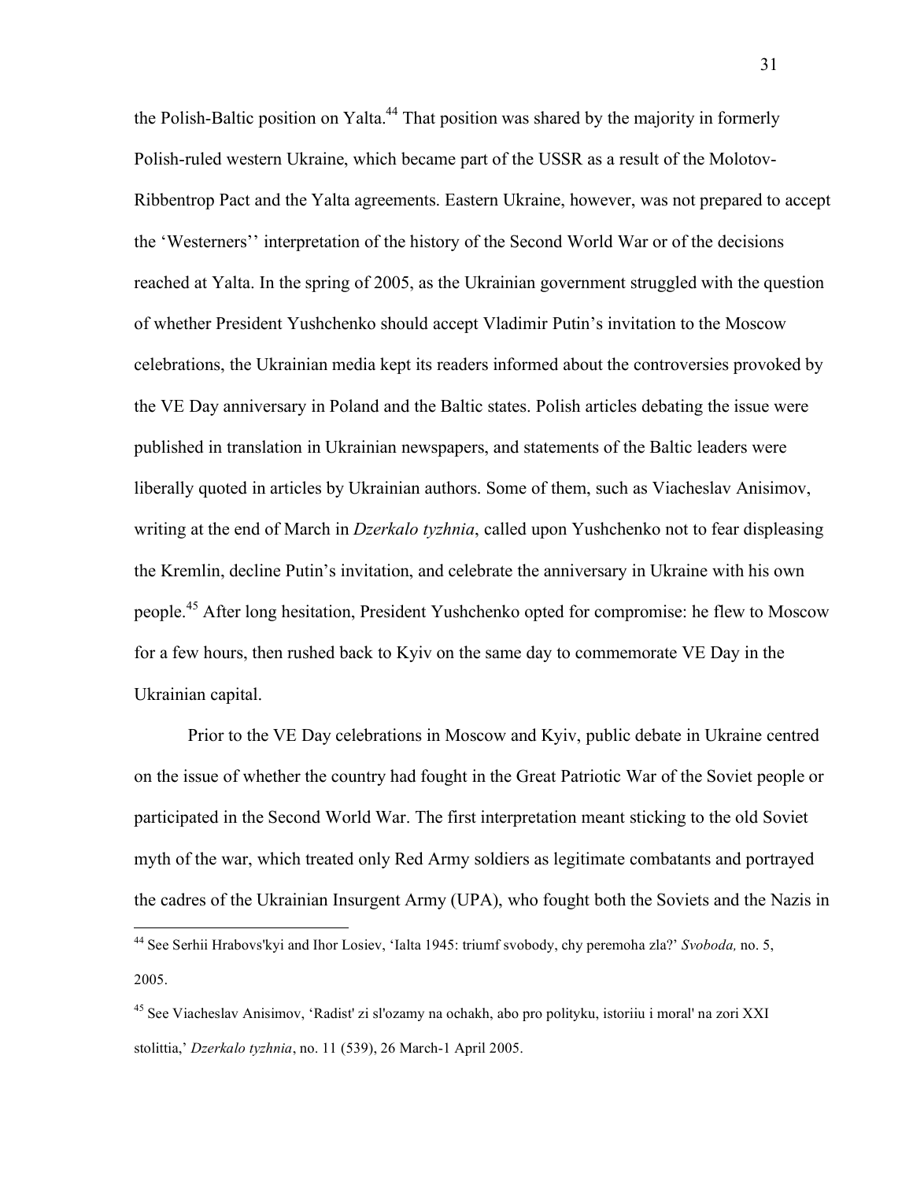the Polish-Baltic position on Yalta.[44] That position was shared by the majority in formerly Polish-ruled western Ukraine, which became part of the USSR as a result of the Molotov-Ribbentrop Pact and the Yalta agreements. Eastern Ukraine, however, was not prepared to accept the 'Westerners'' interpretation of the history of the Second World War or of the decisions reached at Yalta. In the spring of 2005, as the Ukrainian government struggled with the question of whether President Yushchenko should accept Vladimir Putin's invitation to the Moscow celebrations, the Ukrainian media kept its readers informed about the controversies provoked by the VE Day anniversary in Poland and the Baltic states. Polish articles debating the issue were published in translation in Ukrainian newspapers, and statements of the Baltic leaders were liberally quoted in articles by Ukrainian authors. Some of them, such as Viacheslav Anisimov, writing at the end of March in *Dzerkalo tyzhnia*, called upon Yushchenko not to fear displeasing the Kremlin, decline Putin's invitation, and celebrate the anniversary in Ukraine with his own people.[45] After long hesitation, President Yushchenko opted for compromise: he flew to Moscow for a few hours, then rushed back to Kyiv on the same day to commemorate VE Day in the Ukrainian capital.

Prior to the VE Day celebrations in Moscow and Kyiv, public debate in Ukraine centred on the issue of whether the country had fought in the Great Patriotic War of the Soviet people or participated in the Second World War. The first interpretation meant sticking to the old Soviet myth of the war, which treated only Red Army soldiers as legitimate combatants and portrayed the cadres of the Ukrainian Insurgent Army (UPA), who fought both the Soviets and the Nazis in

---

[44] See Serhii Hrabovs'kyi and Ihor Losiev, 'Ialta 1945: triumf svobody, chy peremoha zla?' *Svoboda,* no. 5, 2005.

[45] See Viacheslav Anisimov, 'Radist' zi sl'ozamy na ochakh, abo pro polityku, istoriiu i moral' na zori XXI stolittia,' *Dzerkalo tyzhnia*, no. 11 (539), 26 March-1 April 2005.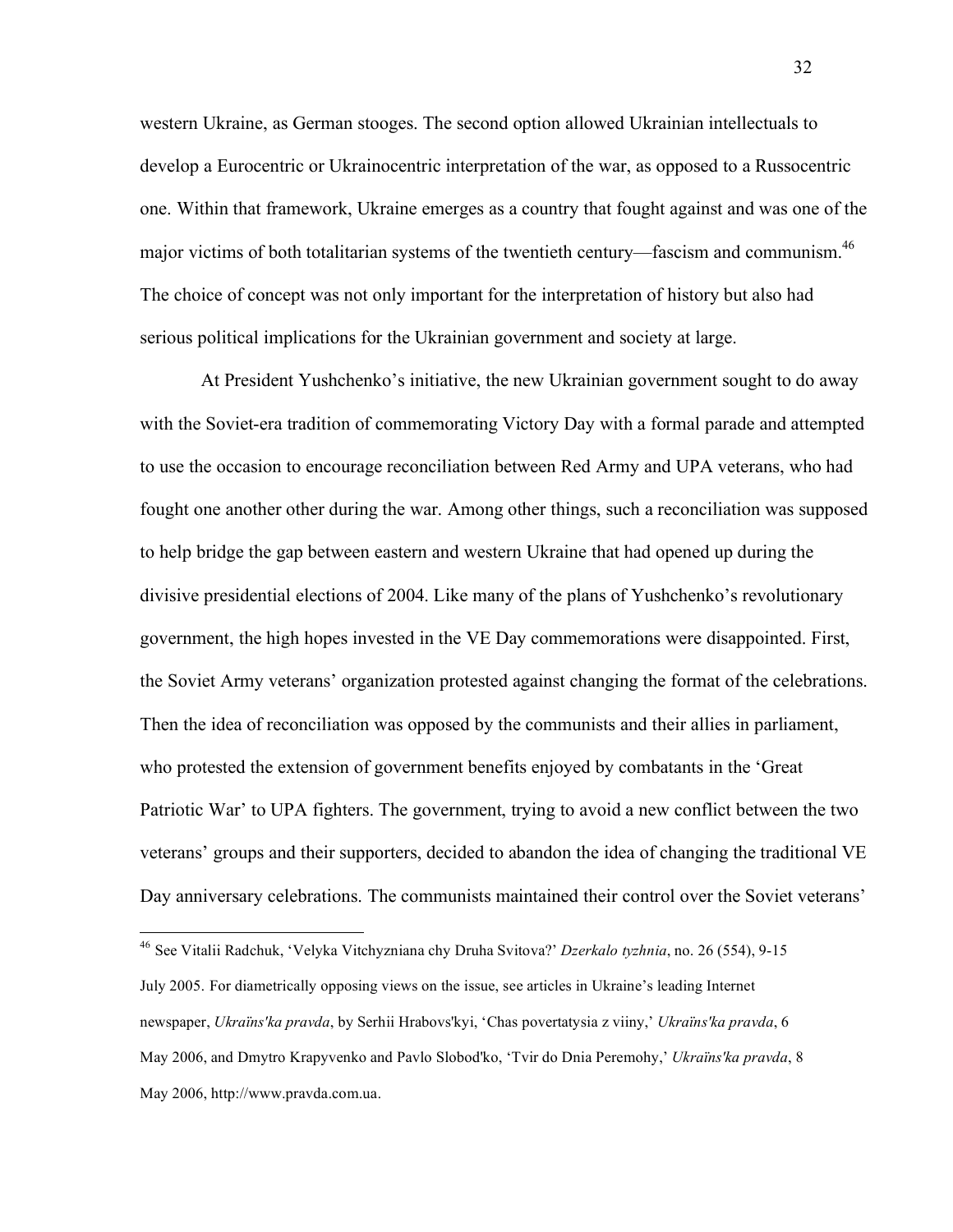western Ukraine, as German stooges. The second option allowed Ukrainian intellectuals to develop a Eurocentric or Ukrainocentric interpretation of the war, as opposed to a Russocentric one. Within that framework, Ukraine emerges as a country that fought against and was one of the major victims of both totalitarian systems of the twentieth century—fascism and communism.[46] The choice of concept was not only important for the interpretation of history but also had serious political implications for the Ukrainian government and society at large.

At President Yushchenko's initiative, the new Ukrainian government sought to do away with the Soviet-era tradition of commemorating Victory Day with a formal parade and attempted to use the occasion to encourage reconciliation between Red Army and UPA veterans, who had fought one another other during the war. Among other things, such a reconciliation was supposed to help bridge the gap between eastern and western Ukraine that had opened up during the divisive presidential elections of 2004. Like many of the plans of Yushchenko's revolutionary government, the high hopes invested in the VE Day commemorations were disappointed. First, the Soviet Army veterans' organization protested against changing the format of the celebrations. Then the idea of reconciliation was opposed by the communists and their allies in parliament, who protested the extension of government benefits enjoyed by combatants in the 'Great Patriotic War' to UPA fighters. The government, trying to avoid a new conflict between the two veterans' groups and their supporters, decided to abandon the idea of changing the traditional VE Day anniversary celebrations. The communists maintained their control over the Soviet veterans'

---

[46] See Vitalii Radchuk, 'Velyka Vitchyzniana chy Druha Svitova?' *Dzerkalo tyzhnia*, no. 26 (554), 9-15 July 2005. For diametrically opposing views on the issue, see articles in Ukraine's leading Internet newspaper, *Ukraïns'ka pravda*, by Serhii Hrabovs'kyi, 'Chas povertatysia z viiny,' *Ukraïns'ka pravda*, 6 May 2006, and Dmytro Krapyvenko and Pavlo Slobod'ko, 'Tvir do Dnia Peremohy,' *Ukraïns'ka pravda*, 8 May 2006, http://www.pravda.com.ua.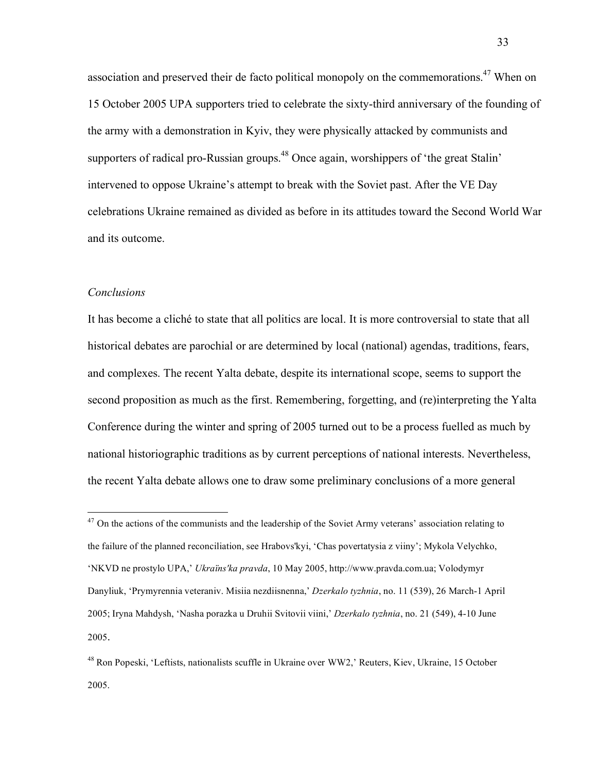association and preserved their de facto political monopoly on the commemorations.[47] When on 15 October 2005 UPA supporters tried to celebrate the sixty-third anniversary of the founding of the army with a demonstration in Kyiv, they were physically attacked by communists and supporters of radical pro-Russian groups.[48] Once again, worshippers of 'the great Stalin' intervened to oppose Ukraine's attempt to break with the Soviet past. After the VE Day celebrations Ukraine remained as divided as before in its attitudes toward the Second World War and its outcome.

### *Conclusions*

It has become a cliché to state that all politics are local. It is more controversial to state that all historical debates are parochial or are determined by local (national) agendas, traditions, fears, and complexes. The recent Yalta debate, despite its international scope, seems to support the second proposition as much as the first. Remembering, forgetting, and (re)interpreting the Yalta Conference during the winter and spring of 2005 turned out to be a process fuelled as much by national historiographic traditions as by current perceptions of national interests. Nevertheless, the recent Yalta debate allows one to draw some preliminary conclusions of a more general

---

[47] On the actions of the communists and the leadership of the Soviet Army veterans' association relating to the failure of the planned reconciliation, see Hrabovs'kyi, 'Chas povertatysia z viiny'; Mykola Velychko, 'NKVD ne prostylo UPA,' *Ukraïns'ka pravda*, 10 May 2005, http://www.pravda.com.ua; Volodymyr Danyliuk, 'Prymyrennia veteraniv. Misiia nezdiisnenna,' *Dzerkalo tyzhnia*, no. 11 (539), 26 March-1 April 2005; Iryna Mahdysh, 'Nasha porazka u Druhii Svitovii viini,' *Dzerkalo tyzhnia*, no. 21 (549), 4-10 June 2005.

[48] Ron Popeski, 'Leftists, nationalists scuffle in Ukraine over WW2,' Reuters, Kiev, Ukraine, 15 October 2005.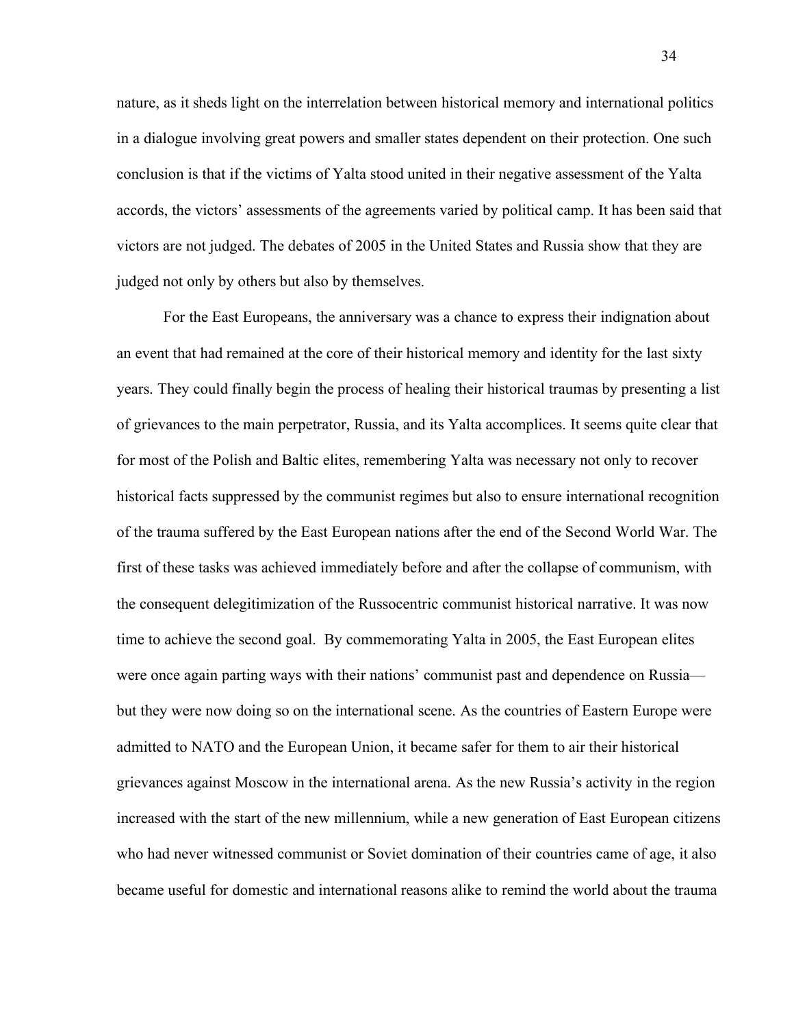nature, as it sheds light on the interrelation between historical memory and international politics in a dialogue involving great powers and smaller states dependent on their protection. One such conclusion is that if the victims of Yalta stood united in their negative assessment of the Yalta accords, the victors' assessments of the agreements varied by political camp. It has been said that victors are not judged. The debates of 2005 in the United States and Russia show that they are judged not only by others but also by themselves.

For the East Europeans, the anniversary was a chance to express their indignation about an event that had remained at the core of their historical memory and identity for the last sixty years. They could finally begin the process of healing their historical traumas by presenting a list of grievances to the main perpetrator, Russia, and its Yalta accomplices. It seems quite clear that for most of the Polish and Baltic elites, remembering Yalta was necessary not only to recover historical facts suppressed by the communist regimes but also to ensure international recognition of the trauma suffered by the East European nations after the end of the Second World War. The first of these tasks was achieved immediately before and after the collapse of communism, with the consequent delegitimization of the Russocentric communist historical narrative. It was now time to achieve the second goal. By commemorating Yalta in 2005, the East European elites were once again parting ways with their nations' communist past and dependence on Russia—but they were now doing so on the international scene. As the countries of Eastern Europe were admitted to NATO and the European Union, it became safer for them to air their historical grievances against Moscow in the international arena. As the new Russia's activity in the region increased with the start of the new millennium, while a new generation of East European citizens who had never witnessed communist or Soviet domination of their countries came of age, it also became useful for domestic and international reasons alike to remind the world about the trauma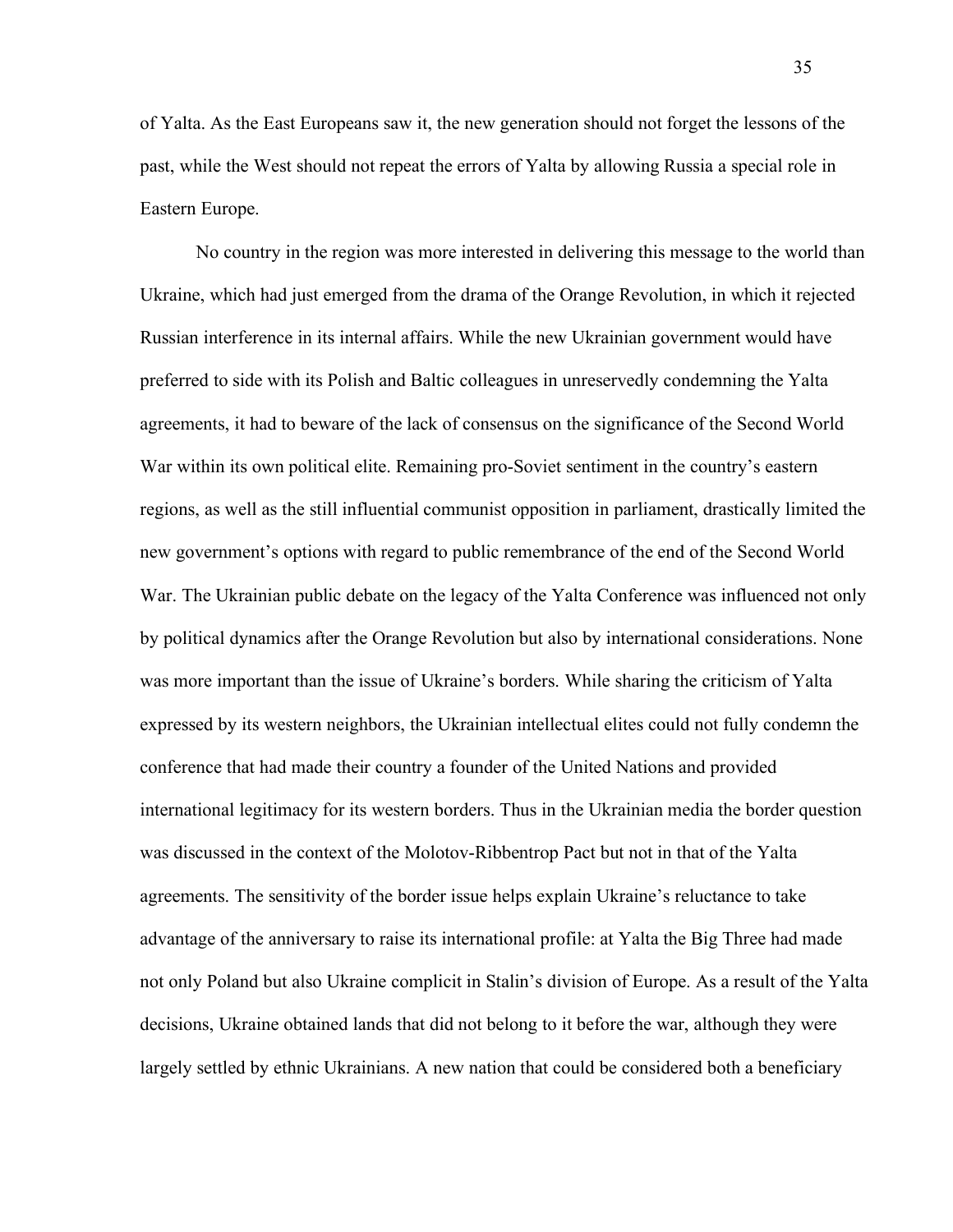of Yalta. As the East Europeans saw it, the new generation should not forget the lessons of the past, while the West should not repeat the errors of Yalta by allowing Russia a special role in Eastern Europe.

No country in the region was more interested in delivering this message to the world than Ukraine, which had just emerged from the drama of the Orange Revolution, in which it rejected Russian interference in its internal affairs. While the new Ukrainian government would have preferred to side with its Polish and Baltic colleagues in unreservedly condemning the Yalta agreements, it had to beware of the lack of consensus on the significance of the Second World War within its own political elite. Remaining pro-Soviet sentiment in the country's eastern regions, as well as the still influential communist opposition in parliament, drastically limited the new government's options with regard to public remembrance of the end of the Second World War. The Ukrainian public debate on the legacy of the Yalta Conference was influenced not only by political dynamics after the Orange Revolution but also by international considerations. None was more important than the issue of Ukraine's borders. While sharing the criticism of Yalta expressed by its western neighbors, the Ukrainian intellectual elites could not fully condemn the conference that had made their country a founder of the United Nations and provided international legitimacy for its western borders. Thus in the Ukrainian media the border question was discussed in the context of the Molotov-Ribbentrop Pact but not in that of the Yalta agreements. The sensitivity of the border issue helps explain Ukraine's reluctance to take advantage of the anniversary to raise its international profile: at Yalta the Big Three had made not only Poland but also Ukraine complicit in Stalin's division of Europe. As a result of the Yalta decisions, Ukraine obtained lands that did not belong to it before the war, although they were largely settled by ethnic Ukrainians. A new nation that could be considered both a beneficiary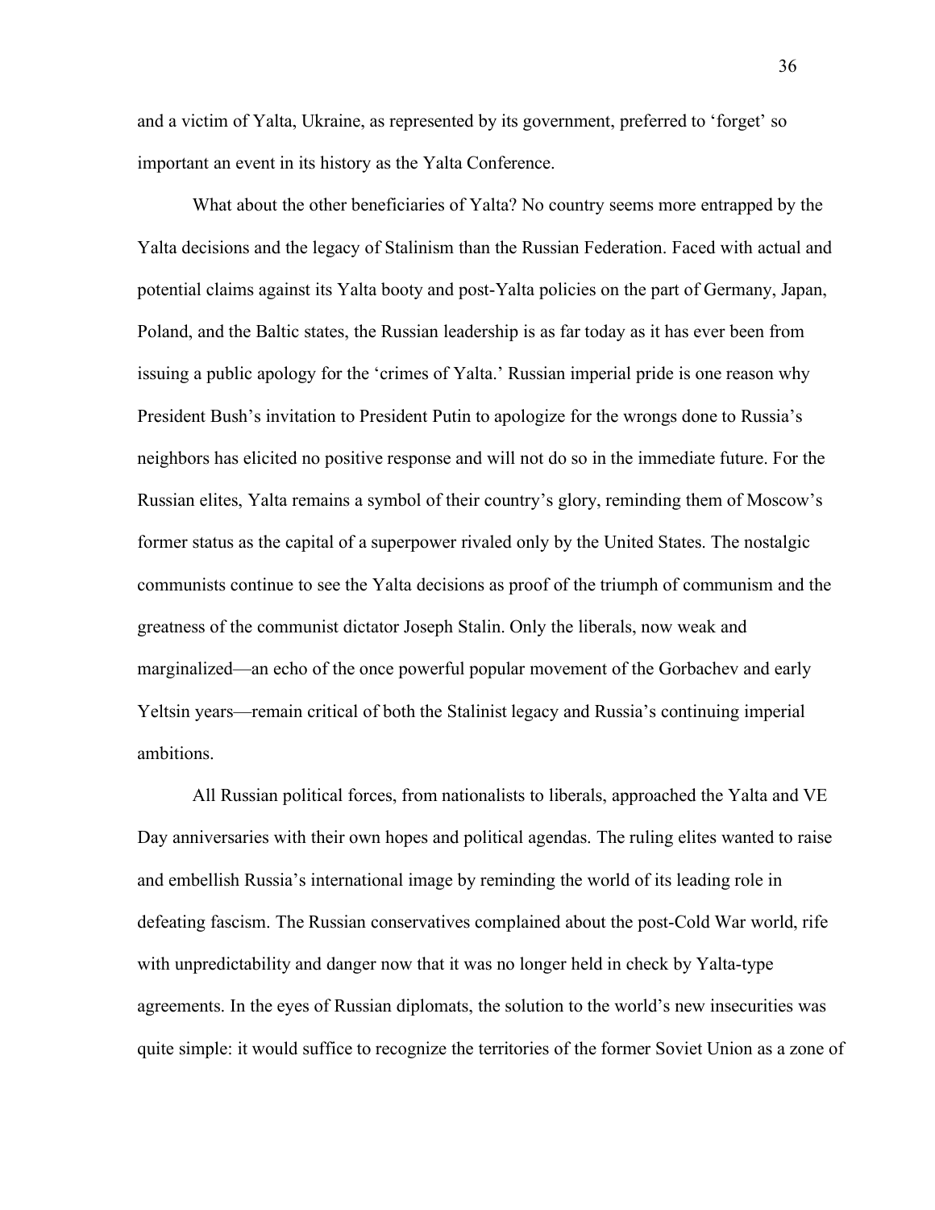and a victim of Yalta, Ukraine, as represented by its government, preferred to 'forget' so important an event in its history as the Yalta Conference.

What about the other beneficiaries of Yalta? No country seems more entrapped by the Yalta decisions and the legacy of Stalinism than the Russian Federation. Faced with actual and potential claims against its Yalta booty and post-Yalta policies on the part of Germany, Japan, Poland, and the Baltic states, the Russian leadership is as far today as it has ever been from issuing a public apology for the 'crimes of Yalta.' Russian imperial pride is one reason why President Bush's invitation to President Putin to apologize for the wrongs done to Russia's neighbors has elicited no positive response and will not do so in the immediate future. For the Russian elites, Yalta remains a symbol of their country's glory, reminding them of Moscow's former status as the capital of a superpower rivaled only by the United States. The nostalgic communists continue to see the Yalta decisions as proof of the triumph of communism and the greatness of the communist dictator Joseph Stalin. Only the liberals, now weak and marginalized—an echo of the once powerful popular movement of the Gorbachev and early Yeltsin years—remain critical of both the Stalinist legacy and Russia's continuing imperial ambitions.

All Russian political forces, from nationalists to liberals, approached the Yalta and VE Day anniversaries with their own hopes and political agendas. The ruling elites wanted to raise and embellish Russia's international image by reminding the world of its leading role in defeating fascism. The Russian conservatives complained about the post-Cold War world, rife with unpredictability and danger now that it was no longer held in check by Yalta-type agreements. In the eyes of Russian diplomats, the solution to the world's new insecurities was quite simple: it would suffice to recognize the territories of the former Soviet Union as a zone of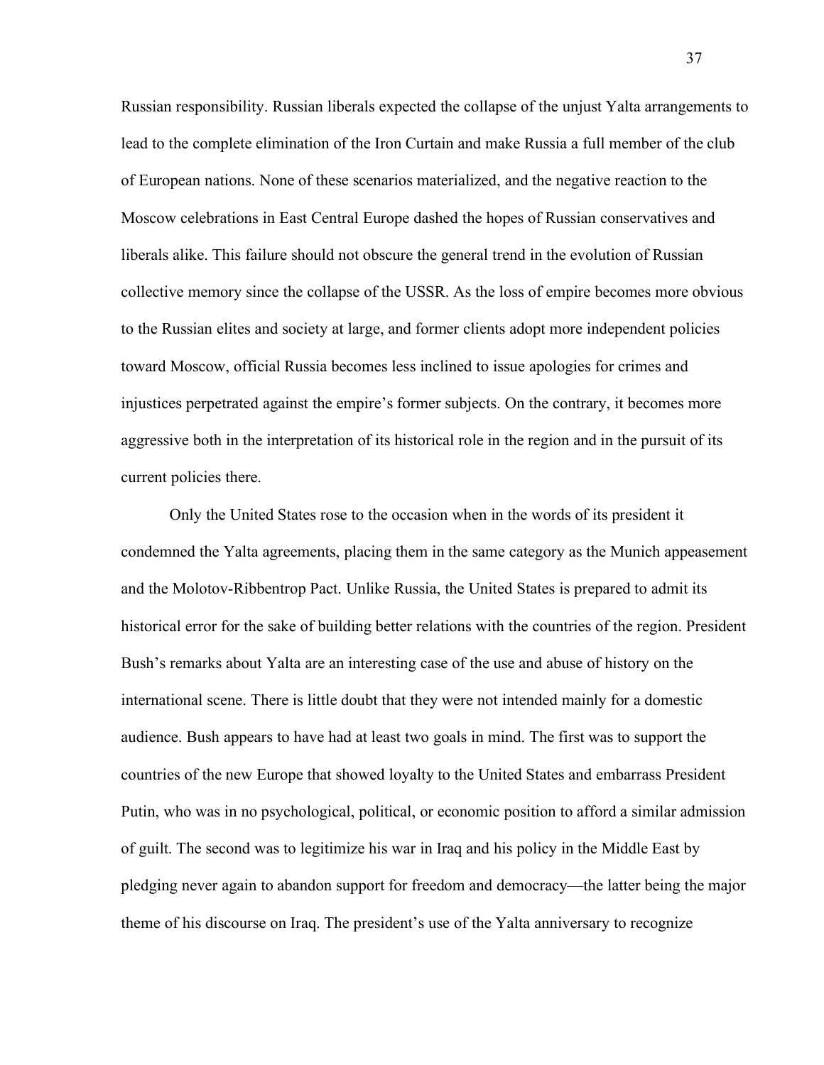Russian responsibility. Russian liberals expected the collapse of the unjust Yalta arrangements to lead to the complete elimination of the Iron Curtain and make Russia a full member of the club of European nations. None of these scenarios materialized, and the negative reaction to the Moscow celebrations in East Central Europe dashed the hopes of Russian conservatives and liberals alike. This failure should not obscure the general trend in the evolution of Russian collective memory since the collapse of the USSR. As the loss of empire becomes more obvious to the Russian elites and society at large, and former clients adopt more independent policies toward Moscow, official Russia becomes less inclined to issue apologies for crimes and injustices perpetrated against the empire's former subjects. On the contrary, it becomes more aggressive both in the interpretation of its historical role in the region and in the pursuit of its current policies there.

Only the United States rose to the occasion when in the words of its president it condemned the Yalta agreements, placing them in the same category as the Munich appeasement and the Molotov-Ribbentrop Pact. Unlike Russia, the United States is prepared to admit its historical error for the sake of building better relations with the countries of the region. President Bush's remarks about Yalta are an interesting case of the use and abuse of history on the international scene. There is little doubt that they were not intended mainly for a domestic audience. Bush appears to have had at least two goals in mind. The first was to support the countries of the new Europe that showed loyalty to the United States and embarrass President Putin, who was in no psychological, political, or economic position to afford a similar admission of guilt. The second was to legitimize his war in Iraq and his policy in the Middle East by pledging never again to abandon support for freedom and democracy—the latter being the major theme of his discourse on Iraq. The president's use of the Yalta anniversary to recognize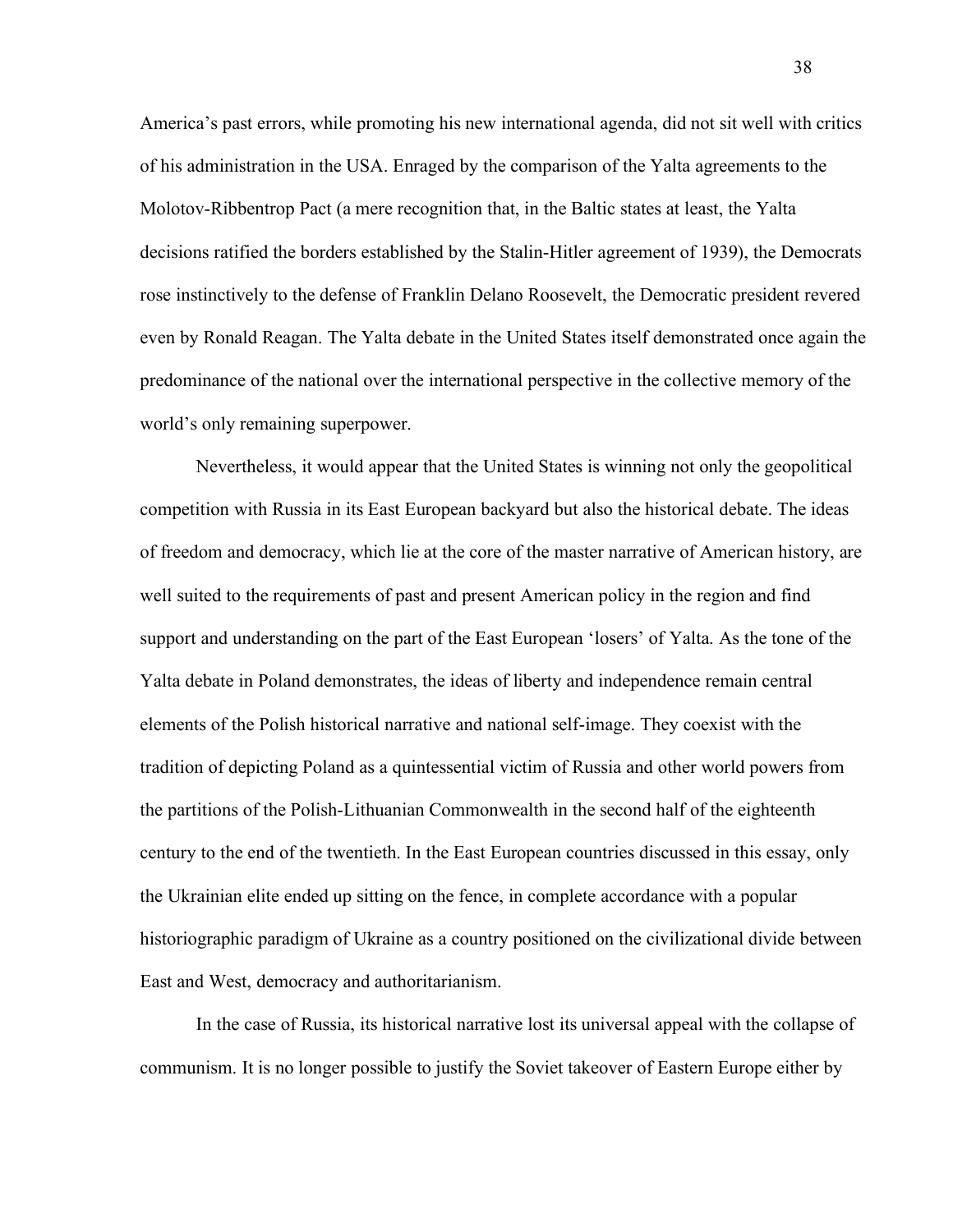America's past errors, while promoting his new international agenda, did not sit well with critics of his administration in the USA. Enraged by the comparison of the Yalta agreements to the Molotov-Ribbentrop Pact (a mere recognition that, in the Baltic states at least, the Yalta decisions ratified the borders established by the Stalin-Hitler agreement of 1939), the Democrats rose instinctively to the defense of Franklin Delano Roosevelt, the Democratic president revered even by Ronald Reagan. The Yalta debate in the United States itself demonstrated once again the predominance of the national over the international perspective in the collective memory of the world's only remaining superpower.

Nevertheless, it would appear that the United States is winning not only the geopolitical competition with Russia in its East European backyard but also the historical debate. The ideas of freedom and democracy, which lie at the core of the master narrative of American history, are well suited to the requirements of past and present American policy in the region and find support and understanding on the part of the East European 'losers' of Yalta. As the tone of the Yalta debate in Poland demonstrates, the ideas of liberty and independence remain central elements of the Polish historical narrative and national self-image. They coexist with the tradition of depicting Poland as a quintessential victim of Russia and other world powers from the partitions of the Polish-Lithuanian Commonwealth in the second half of the eighteenth century to the end of the twentieth. In the East European countries discussed in this essay, only the Ukrainian elite ended up sitting on the fence, in complete accordance with a popular historiographic paradigm of Ukraine as a country positioned on the civilizational divide between East and West, democracy and authoritarianism.

In the case of Russia, its historical narrative lost its universal appeal with the collapse of communism. It is no longer possible to justify the Soviet takeover of Eastern Europe either by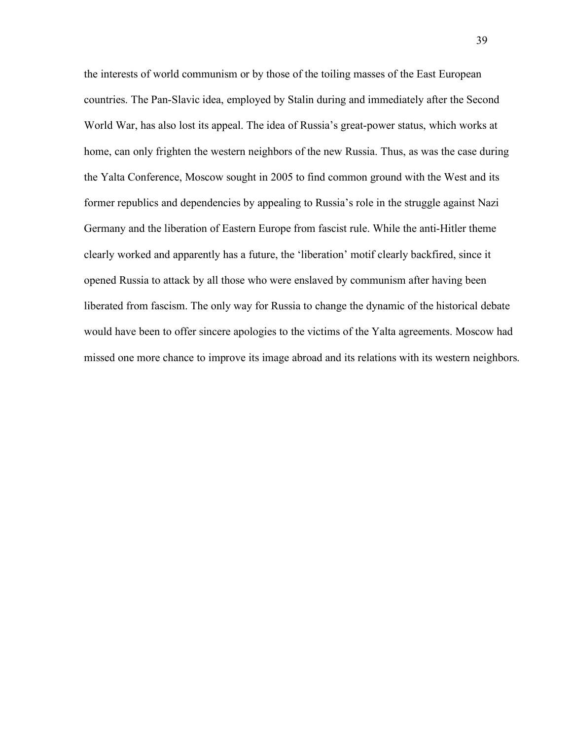the interests of world communism or by those of the toiling masses of the East European countries. The Pan-Slavic idea, employed by Stalin during and immediately after the Second World War, has also lost its appeal. The idea of Russia's great-power status, which works at home, can only frighten the western neighbors of the new Russia. Thus, as was the case during the Yalta Conference, Moscow sought in 2005 to find common ground with the West and its former republics and dependencies by appealing to Russia's role in the struggle against Nazi Germany and the liberation of Eastern Europe from fascist rule. While the anti-Hitler theme clearly worked and apparently has a future, the 'liberation' motif clearly backfired, since it opened Russia to attack by all those who were enslaved by communism after having been liberated from fascism. The only way for Russia to change the dynamic of the historical debate would have been to offer sincere apologies to the victims of the Yalta agreements. Moscow had missed one more chance to improve its image abroad and its relations with its western neighbors.